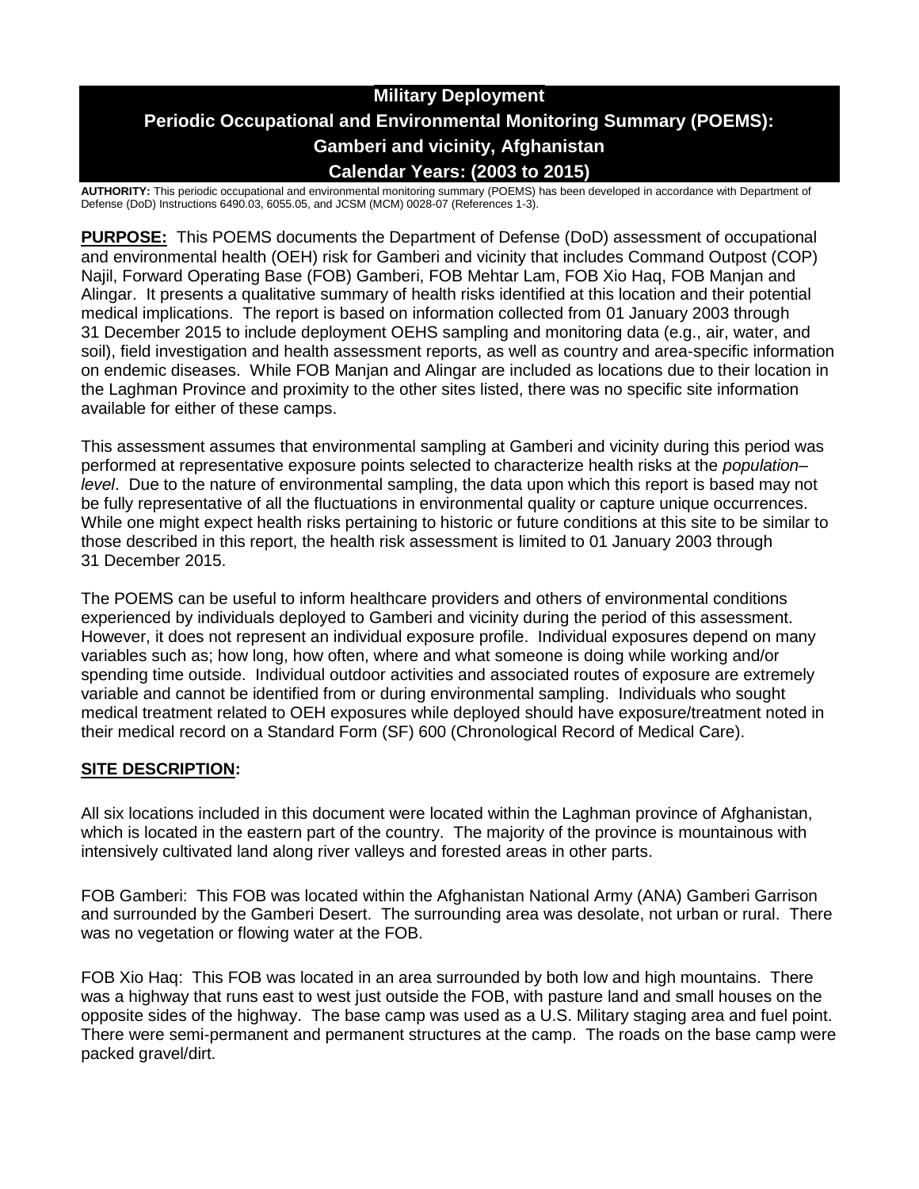# Military Deployment
# Periodic Occupational and Environmental Monitoring Summary (POEMS): Gamberi and vicinity, Afghanistan
# Calendar Years: (2003 to 2015)

**AUTHORITY:** This periodic occupational and environmental monitoring summary (POEMS) has been developed in accordance with Department of Defense (DoD) Instructions 6490.03, 6055.05, and JCSM (MCM) 0028-07 (References 1-3).

**PURPOSE:** This POEMS documents the Department of Defense (DoD) assessment of occupational and environmental health (OEH) risk for Gamberi and vicinity that includes Command Outpost (COP) Najil, Forward Operating Base (FOB) Gamberi, FOB Mehtar Lam, FOB Xio Haq, FOB Manjan and Alingar. It presents a qualitative summary of health risks identified at this location and their potential medical implications. The report is based on information collected from 01 January 2003 through 31 December 2015 to include deployment OEHS sampling and monitoring data (e.g., air, water, and soil), field investigation and health assessment reports, as well as country and area-specific information on endemic diseases. While FOB Manjan and Alingar are included as locations due to their location in the Laghman Province and proximity to the other sites listed, there was no specific site information available for either of these camps.

This assessment assumes that environmental sampling at Gamberi and vicinity during this period was performed at representative exposure points selected to characterize health risks at the *population–level*. Due to the nature of environmental sampling, the data upon which this report is based may not be fully representative of all the fluctuations in environmental quality or capture unique occurrences. While one might expect health risks pertaining to historic or future conditions at this site to be similar to those described in this report, the health risk assessment is limited to 01 January 2003 through 31 December 2015.

The POEMS can be useful to inform healthcare providers and others of environmental conditions experienced by individuals deployed to Gamberi and vicinity during the period of this assessment. However, it does not represent an individual exposure profile. Individual exposures depend on many variables such as; how long, how often, where and what someone is doing while working and/or spending time outside. Individual outdoor activities and associated routes of exposure are extremely variable and cannot be identified from or during environmental sampling. Individuals who sought medical treatment related to OEH exposures while deployed should have exposure/treatment noted in their medical record on a Standard Form (SF) 600 (Chronological Record of Medical Care).

## SITE DESCRIPTION:

All six locations included in this document were located within the Laghman province of Afghanistan, which is located in the eastern part of the country. The majority of the province is mountainous with intensively cultivated land along river valleys and forested areas in other parts.

FOB Gamberi: This FOB was located within the Afghanistan National Army (ANA) Gamberi Garrison and surrounded by the Gamberi Desert. The surrounding area was desolate, not urban or rural. There was no vegetation or flowing water at the FOB.

FOB Xio Haq: This FOB was located in an area surrounded by both low and high mountains. There was a highway that runs east to west just outside the FOB, with pasture land and small houses on the opposite sides of the highway. The base camp was used as a U.S. Military staging area and fuel point. There were semi-permanent and permanent structures at the camp. The roads on the base camp were packed gravel/dirt.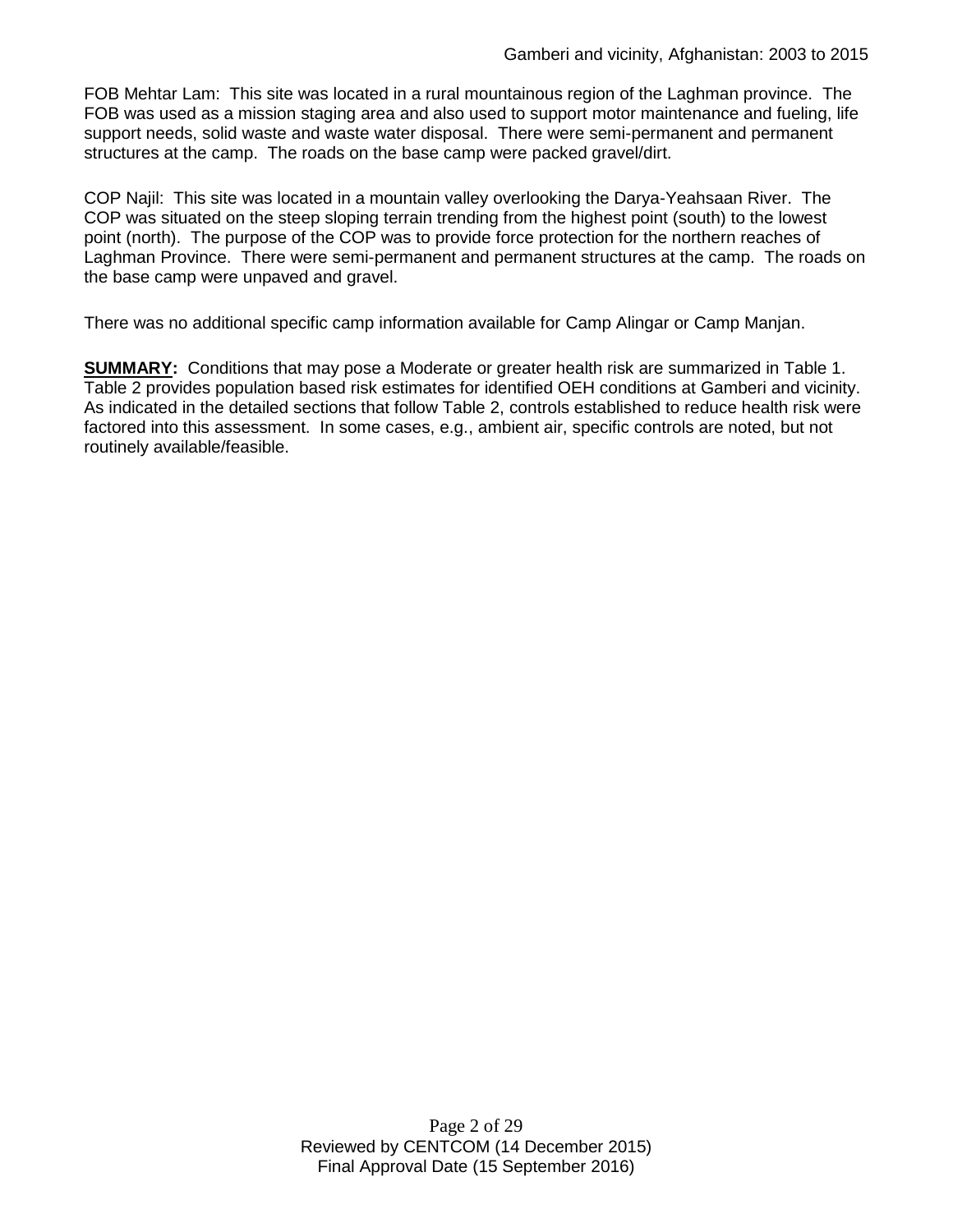FOB Mehtar Lam: This site was located in a rural mountainous region of the Laghman province. The FOB was used as a mission staging area and also used to support motor maintenance and fueling, life support needs, solid waste and waste water disposal. There were semi-permanent and permanent structures at the camp. The roads on the base camp were packed gravel/dirt.

COP Najil: This site was located in a mountain valley overlooking the Darya-Yeahsaan River. The COP was situated on the steep sloping terrain trending from the highest point (south) to the lowest point (north). The purpose of the COP was to provide force protection for the northern reaches of Laghman Province. There were semi-permanent and permanent structures at the camp. The roads on the base camp were unpaved and gravel.

There was no additional specific camp information available for Camp Alingar or Camp Manjan.

**SUMMARY:** Conditions that may pose a Moderate or greater health risk are summarized in Table 1. Table 2 provides population based risk estimates for identified OEH conditions at Gamberi and vicinity. As indicated in the detailed sections that follow Table 2, controls established to reduce health risk were factored into this assessment. In some cases, e.g., ambient air, specific controls are noted, but not routinely available/feasible.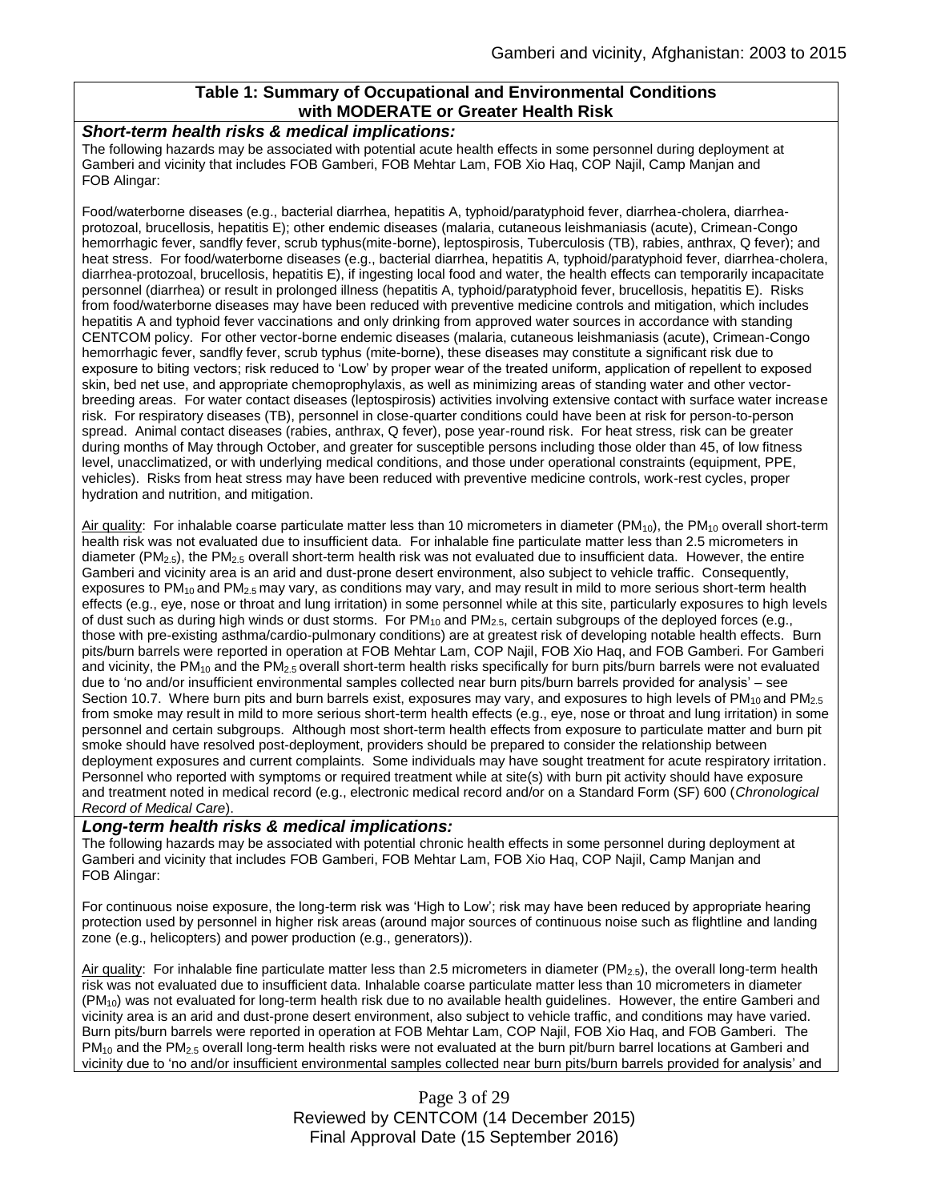**Table 1: Summary of Occupational and Environmental Conditions with MODERATE or Greater Health Risk**

***Short-term health risks & medical implications:***

The following hazards may be associated with potential acute health effects in some personnel during deployment at Gamberi and vicinity that includes FOB Gamberi, FOB Mehtar Lam, FOB Xio Haq, COP Najil, Camp Manjan and FOB Alingar:

Food/waterborne diseases (e.g., bacterial diarrhea, hepatitis A, typhoid/paratyphoid fever, diarrhea-cholera, diarrhea-protozoal, brucellosis, hepatitis E); other endemic diseases (malaria, cutaneous leishmaniasis (acute), Crimean-Congo hemorrhagic fever, sandfly fever, scrub typhus(mite-borne), leptospirosis, Tuberculosis (TB), rabies, anthrax, Q fever); and heat stress. For food/waterborne diseases (e.g., bacterial diarrhea, hepatitis A, typhoid/paratyphoid fever, diarrhea-cholera, diarrhea-protozoal, brucellosis, hepatitis E), if ingesting local food and water, the health effects can temporarily incapacitate personnel (diarrhea) or result in prolonged illness (hepatitis A, typhoid/paratyphoid fever, brucellosis, hepatitis E). Risks from food/waterborne diseases may have been reduced with preventive medicine controls and mitigation, which includes hepatitis A and typhoid fever vaccinations and only drinking from approved water sources in accordance with standing CENTCOM policy. For other vector-borne endemic diseases (malaria, cutaneous leishmaniasis (acute), Crimean-Congo hemorrhagic fever, sandfly fever, scrub typhus (mite-borne), these diseases may constitute a significant risk due to exposure to biting vectors; risk reduced to 'Low' by proper wear of the treated uniform, application of repellent to exposed skin, bed net use, and appropriate chemoprophylaxis, as well as minimizing areas of standing water and other vector-breeding areas. For water contact diseases (leptospirosis) activities involving extensive contact with surface water increase risk. For respiratory diseases (TB), personnel in close-quarter conditions could have been at risk for person-to-person spread. Animal contact diseases (rabies, anthrax, Q fever), pose year-round risk. For heat stress, risk can be greater during months of May through October, and greater for susceptible persons including those older than 45, of low fitness level, unacclimatized, or with underlying medical conditions, and those under operational constraints (equipment, PPE, vehicles). Risks from heat stress may have been reduced with preventive medicine controls, work-rest cycles, proper hydration and nutrition, and mitigation.

Air quality: For inhalable coarse particulate matter less than 10 micrometers in diameter ($PM_{10}$), the $PM_{10}$ overall short-term health risk was not evaluated due to insufficient data. For inhalable fine particulate matter less than 2.5 micrometers in diameter ($PM_{2.5}$), the $PM_{2.5}$ overall short-term health risk was not evaluated due to insufficient data. However, the entire Gamberi and vicinity area is an arid and dust-prone desert environment, also subject to vehicle traffic. Consequently, exposures to $PM_{10}$ and $PM_{2.5}$ may vary, as conditions may vary, and may result in mild to more serious short-term health effects (e.g., eye, nose or throat and lung irritation) in some personnel while at this site, particularly exposures to high levels of dust such as during high winds or dust storms. For $PM_{10}$ and $PM_{2.5}$, certain subgroups of the deployed forces (e.g., those with pre-existing asthma/cardio-pulmonary conditions) are at greatest risk of developing notable health effects. Burn pits/burn barrels were reported in operation at FOB Mehtar Lam, COP Najil, FOB Xio Haq, and FOB Gamberi. For Gamberi and vicinity, the $PM_{10}$ and the $PM_{2.5}$ overall short-term health risks specifically for burn pits/burn barrels were not evaluated due to 'no and/or insufficient environmental samples collected near burn pits/burn barrels provided for analysis' – see Section 10.7. Where burn pits and burn barrels exist, exposures may vary, and exposures to high levels of $PM_{10}$ and $PM_{2.5}$ from smoke may result in mild to more serious short-term health effects (e.g., eye, nose or throat and lung irritation) in some personnel and certain subgroups. Although most short-term health effects from exposure to particulate matter and burn pit smoke should have resolved post-deployment, providers should be prepared to consider the relationship between deployment exposures and current complaints. Some individuals may have sought treatment for acute respiratory irritation. Personnel who reported with symptoms or required treatment while at site(s) with burn pit activity should have exposure and treatment noted in medical record (e.g., electronic medical record and/or on a Standard Form (SF) 600 (*Chronological Record of Medical Care*).

***Long-term health risks & medical implications:***

The following hazards may be associated with potential chronic health effects in some personnel during deployment at Gamberi and vicinity that includes FOB Gamberi, FOB Mehtar Lam, FOB Xio Haq, COP Najil, Camp Manjan and FOB Alingar:

For continuous noise exposure, the long-term risk was 'High to Low'; risk may have been reduced by appropriate hearing protection used by personnel in higher risk areas (around major sources of continuous noise such as flightline and landing zone (e.g., helicopters) and power production (e.g., generators)).

Air quality: For inhalable fine particulate matter less than 2.5 micrometers in diameter ($PM_{2.5}$), the overall long-term health risk was not evaluated due to insufficient data. Inhalable coarse particulate matter less than 10 micrometers in diameter ($PM_{10}$) was not evaluated for long-term health risk due to no available health guidelines. However, the entire Gamberi and vicinity area is an arid and dust-prone desert environment, also subject to vehicle traffic, and conditions may have varied. Burn pits/burn barrels were reported in operation at FOB Mehtar Lam, COP Najil, FOB Xio Haq, and FOB Gamberi. The $PM_{10}$ and the $PM_{2.5}$ overall long-term health risks were not evaluated at the burn pit/burn barrel locations at Gamberi and vicinity due to 'no and/or insufficient environmental samples collected near burn pits/burn barrels provided for analysis' and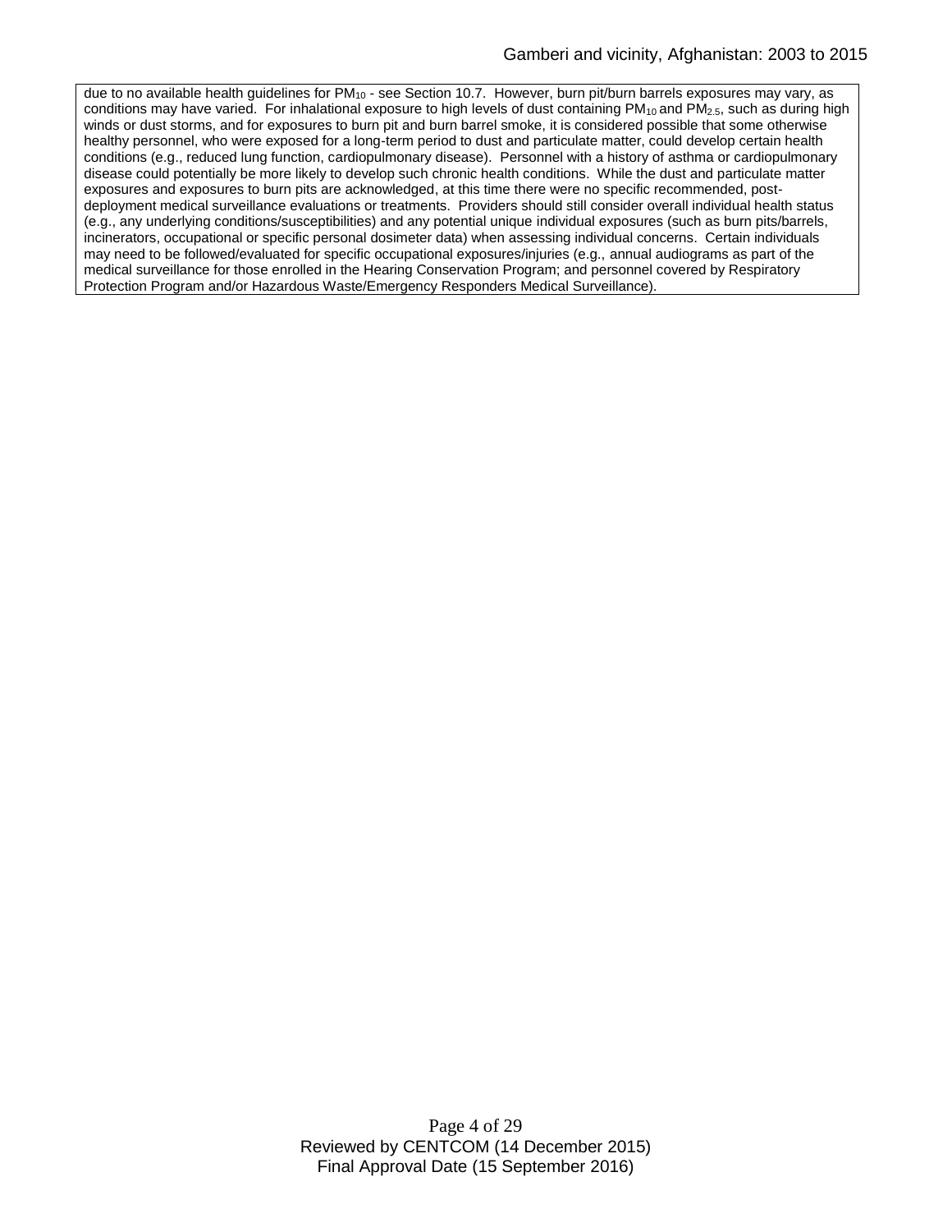due to no available health guidelines for $PM_{10}$ - see Section 10.7. However, burn pit/burn barrels exposures may vary, as conditions may have varied. For inhalational exposure to high levels of dust containing $PM_{10}$ and $PM_{2.5}$, such as during high winds or dust storms, and for exposures to burn pit and burn barrel smoke, it is considered possible that some otherwise healthy personnel, who were exposed for a long-term period to dust and particulate matter, could develop certain health conditions (e.g., reduced lung function, cardiopulmonary disease). Personnel with a history of asthma or cardiopulmonary disease could potentially be more likely to develop such chronic health conditions. While the dust and particulate matter exposures and exposures to burn pits are acknowledged, at this time there were no specific recommended, post-deployment medical surveillance evaluations or treatments. Providers should still consider overall individual health status (e.g., any underlying conditions/susceptibilities) and any potential unique individual exposures (such as burn pits/barrels, incinerators, occupational or specific personal dosimeter data) when assessing individual concerns. Certain individuals may need to be followed/evaluated for specific occupational exposures/injuries (e.g., annual audiograms as part of the medical surveillance for those enrolled in the Hearing Conservation Program; and personnel covered by Respiratory Protection Program and/or Hazardous Waste/Emergency Responders Medical Surveillance).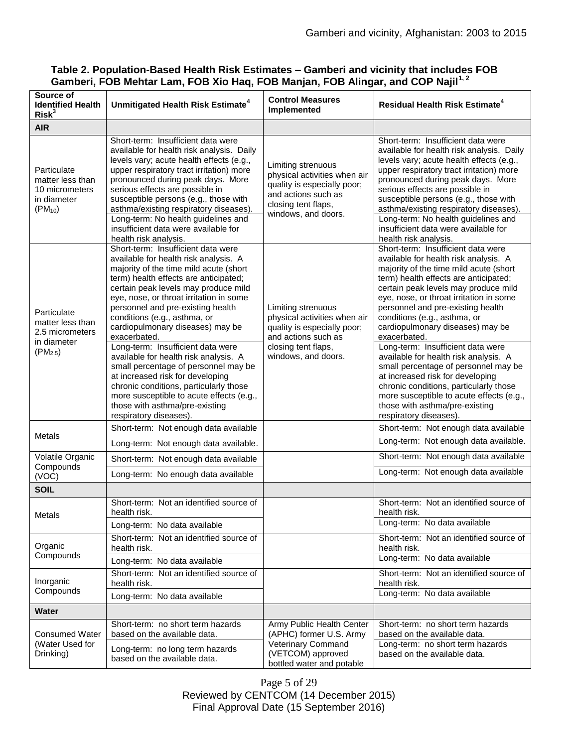**Table 2. Population-Based Health Risk Estimates – Gamberi and vicinity that includes FOB Gamberi, FOB Mehtar Lam, FOB Xio Haq, FOB Manjan, FOB Alingar, and COP Najil[1, 2]**

| Source of Identified Health Risk[3] | Unmitigated Health Risk Estimate[4] | Control Measures Implemented | Residual Health Risk Estimate[4] |
|---|---|---|---|
| **AIR** | | | |
| Particulate matter less than 10 micrometers in diameter ($PM_{10}$) | Short-term: Insufficient data were available for health risk analysis. Daily levels vary; acute health effects (e.g., upper respiratory tract irritation) more pronounced during peak days. More serious effects are possible in susceptible persons (e.g., those with asthma/existing respiratory diseases). | Limiting strenuous physical activities when air quality is especially poor; and actions such as closing tent flaps, windows, and doors. | Short-term: Insufficient data were available for health risk analysis. Daily levels vary; acute health effects (e.g., upper respiratory tract irritation) more pronounced during peak days. More serious effects are possible in susceptible persons (e.g., those with asthma/existing respiratory diseases). |
| | Long-term: No health guidelines and insufficient data were available for health risk analysis. | | Long-term: No health guidelines and insufficient data were available for health risk analysis. |
| Particulate matter less than 2.5 micrometers in diameter ($PM_{2.5}$) | Short-term: Insufficient data were available for health risk analysis. A majority of the time mild acute (short term) health effects are anticipated; certain peak levels may produce mild eye, nose, or throat irritation in some personnel and pre-existing health conditions (e.g., asthma, or cardiopulmonary diseases) may be exacerbated. | Limiting strenuous physical activities when air quality is especially poor; and actions such as closing tent flaps, windows, and doors. | Short-term: Insufficient data were available for health risk analysis. A majority of the time mild acute (short term) health effects are anticipated; certain peak levels may produce mild eye, nose, or throat irritation in some personnel and pre-existing health conditions (e.g., asthma, or cardiopulmonary diseases) may be exacerbated. |
| | Long-term: Insufficient data were available for health risk analysis. A small percentage of personnel may be at increased risk for developing chronic conditions, particularly those more susceptible to acute effects (e.g., those with asthma/pre-existing respiratory diseases). | | Long-term: Insufficient data were available for health risk analysis. A small percentage of personnel may be at increased risk for developing chronic conditions, particularly those more susceptible to acute effects (e.g., those with asthma/pre-existing respiratory diseases). |
| Metals | Short-term: Not enough data available | | Short-term: Not enough data available |
| | Long-term: Not enough data available. | | Long-term: Not enough data available. |
| Volatile Organic Compounds (VOC) | Short-term: Not enough data available | | Short-term: Not enough data available |
| | Long-term: No enough data available | | Long-term: Not enough data available |
| **SOIL** | | | |
| Metals | Short-term: Not an identified source of health risk. | | Short-term: Not an identified source of health risk. |
| | Long-term: No data available | | Long-term: No data available |
| Organic Compounds | Short-term: Not an identified source of health risk. | | Short-term: Not an identified source of health risk. |
| | Long-term: No data available | | Long-term: No data available |
| Inorganic Compounds | Short-term: Not an identified source of health risk. | | Short-term: Not an identified source of health risk. |
| | Long-term: No data available | | Long-term: No data available |
| **Water** | | | |
| Consumed Water (Water Used for Drinking) | Short-term: no short term hazards based on the available data. | Army Public Health Center (APHC) former U.S. Army Veterinary Command (VETCOM) approved bottled water and potable | Short-term: no short term hazards based on the available data. |
| | Long-term: no long term hazards based on the available data. | | Long-term: no short term hazards based on the available data. |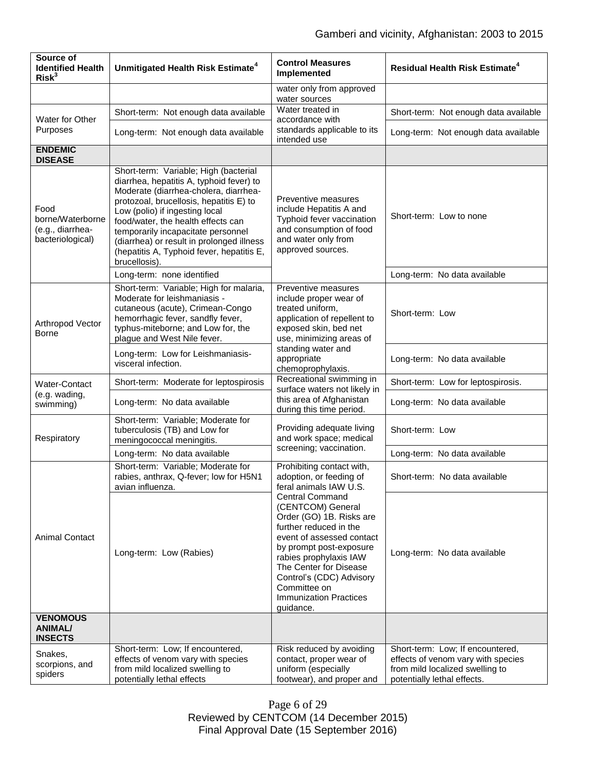| Source of Identified Health Risk[3] | Unmitigated Health Risk Estimate[4] | Control Measures Implemented | Residual Health Risk Estimate[4] |
|---|---|---|---|
| | | water only from approved water sources | |
| Water for Other Purposes | Short-term: Not enough data available | Water treated in accordance with standards applicable to its intended use | Short-term: Not enough data available |
| | Long-term: Not enough data available | | Long-term: Not enough data available |
| **ENDEMIC DISEASE** | | | |
| Food borne/Waterborne (e.g., diarrhea-bacteriological) | Short-term: Variable; High (bacterial diarrhea, hepatitis A, typhoid fever) to Moderate (diarrhea-cholera, diarrhea-protozoal, brucellosis, hepatitis E) to Low (polio) if ingesting local food/water, the health effects can temporarily incapacitate personnel (diarrhea) or result in prolonged illness (hepatitis A, Typhoid fever, hepatitis E, brucellosis). | Preventive measures include Hepatitis A and Typhoid fever vaccination and consumption of food and water only from approved sources. | Short-term: Low to none |
| | Long-term: none identified | | Long-term: No data available |
| Arthropod Vector Borne | Short-term: Variable; High for malaria, Moderate for leishmaniasis - cutaneous (acute), Crimean-Congo hemorrhagic fever, sandfly fever, typhus-miteborne; and Low for, the plague and West Nile fever. | Preventive measures include proper wear of treated uniform, application of repellent to exposed skin, bed net use, minimizing areas of standing water and appropriate chemoprophylaxis. | Short-term: Low |
| | Long-term: Low for Leishmaniasis-visceral infection. | | Long-term: No data available |
| Water-Contact (e.g. wading, swimming) | Short-term: Moderate for leptospirosis | Recreational swimming in surface waters not likely in this area of Afghanistan during this time period. | Short-term: Low for leptospirosis. |
| | Long-term: No data available | | Long-term: No data available |
| Respiratory | Short-term: Variable; Moderate for tuberculosis (TB) and Low for meningococcal meningitis. | Providing adequate living and work space; medical screening; vaccination. | Short-term: Low |
| | Long-term: No data available | | Long-term: No data available |
| Animal Contact | Short-term: Variable; Moderate for rabies, anthrax, Q-fever; low for H5N1 avian influenza. | Prohibiting contact with, adoption, or feeding of feral animals IAW U.S. Central Command (CENTCOM) General Order (GO) 1B. Risks are further reduced in the event of assessed contact by prompt post-exposure rabies prophylaxis IAW The Center for Disease Control's (CDC) Advisory Committee on Immunization Practices guidance. | Short-term: No data available |
| | Long-term: Low (Rabies) | | Long-term: No data available |
| **VENOMOUS ANIMAL/ INSECTS** | | | |
| Snakes, scorpions, and spiders | Short-term: Low; If encountered, effects of venom vary with species from mild localized swelling to potentially lethal effects | Risk reduced by avoiding contact, proper wear of uniform (especially footwear), and proper and | Short-term: Low; If encountered, effects of venom vary with species from mild localized swelling to potentially lethal effects. |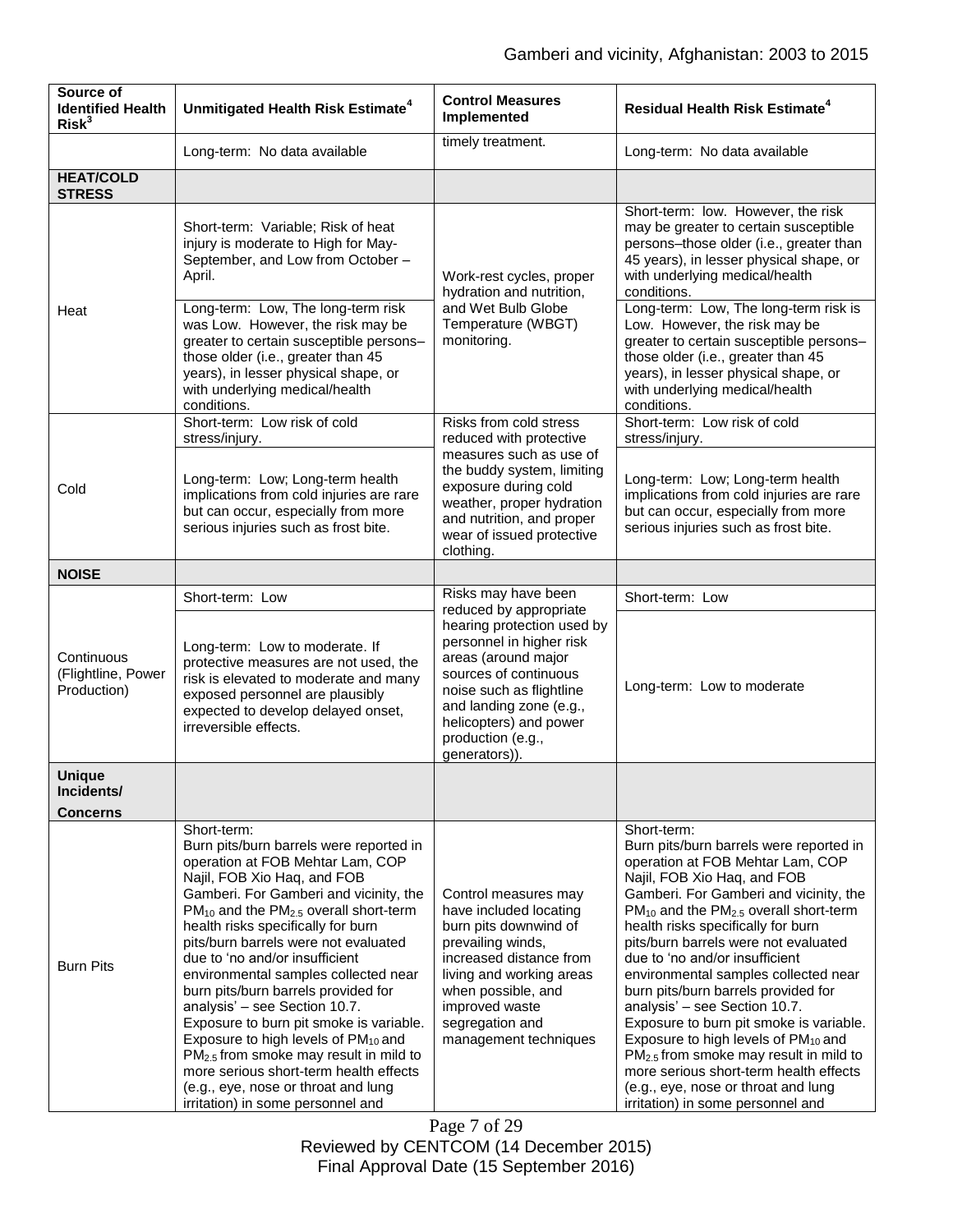| Source of Identified Health Risk[3] | Unmitigated Health Risk Estimate[4] | Control Measures Implemented | Residual Health Risk Estimate[4] |
|---|---|---|---|
| | Long-term: No data available | timely treatment. | Long-term: No data available |
| **HEAT/COLD STRESS** | | | |
| Heat | Short-term: Variable; Risk of heat injury is moderate to High for May-September, and Low from October – April. | Work-rest cycles, proper hydration and nutrition, and Wet Bulb Globe Temperature (WBGT) monitoring. | Short-term: low. However, the risk may be greater to certain susceptible persons–those older (i.e., greater than 45 years), in lesser physical shape, or with underlying medical/health conditions. |
| | Long-term: Low, The long-term risk was Low. However, the risk may be greater to certain susceptible persons–those older (i.e., greater than 45 years), in lesser physical shape, or with underlying medical/health conditions. | | Long-term: Low, The long-term risk is Low. However, the risk may be greater to certain susceptible persons–those older (i.e., greater than 45 years), in lesser physical shape, or with underlying medical/health conditions. |
| Cold | Short-term: Low risk of cold stress/injury. | Risks from cold stress reduced with protective measures such as use of the buddy system, limiting exposure during cold weather, proper hydration and nutrition, and proper wear of issued protective clothing. | Short-term: Low risk of cold stress/injury. |
| | Long-term: Low; Long-term health implications from cold injuries are rare but can occur, especially from more serious injuries such as frost bite. | | Long-term: Low; Long-term health implications from cold injuries are rare but can occur, especially from more serious injuries such as frost bite. |
| **NOISE** | | | |
| Continuous (Flightline, Power Production) | Short-term: Low | Risks may have been reduced by appropriate hearing protection used by personnel in higher risk areas (around major sources of continuous noise such as flightline and landing zone (e.g., helicopters) and power production (e.g., generators)). | Short-term: Low |
| | Long-term: Low to moderate. If protective measures are not used, the risk is elevated to moderate and many exposed personnel are plausibly expected to develop delayed onset, irreversible effects. | | Long-term: Low to moderate |
| **Unique Incidents/ Concerns** | | | |
| Burn Pits | Short-term: Burn pits/burn barrels were reported in operation at FOB Mehtar Lam, COP Najil, FOB Xio Haq, and FOB Gamberi. For Gamberi and vicinity, the $PM_{10}$ and the $PM_{2.5}$ overall short-term health risks specifically for burn pits/burn barrels were not evaluated due to 'no and/or insufficient environmental samples collected near burn pits/burn barrels provided for analysis' – see Section 10.7. Exposure to burn pit smoke is variable. Exposure to high levels of $PM_{10}$ and $PM_{2.5}$ from smoke may result in mild to more serious short-term health effects (e.g., eye, nose or throat and lung irritation) in some personnel and | Control measures may have included locating burn pits downwind of prevailing winds, increased distance from living and working areas when possible, and improved waste segregation and management techniques | Short-term: Burn pits/burn barrels were reported in operation at FOB Mehtar Lam, COP Najil, FOB Xio Haq, and FOB Gamberi. For Gamberi and vicinity, the $PM_{10}$ and the $PM_{2.5}$ overall short-term health risks specifically for burn pits/burn barrels were not evaluated due to 'no and/or insufficient environmental samples collected near burn pits/burn barrels provided for analysis' – see Section 10.7. Exposure to burn pit smoke is variable. Exposure to high levels of $PM_{10}$ and $PM_{2.5}$ from smoke may result in mild to more serious short-term health effects (e.g., eye, nose or throat and lung irritation) in some personnel and |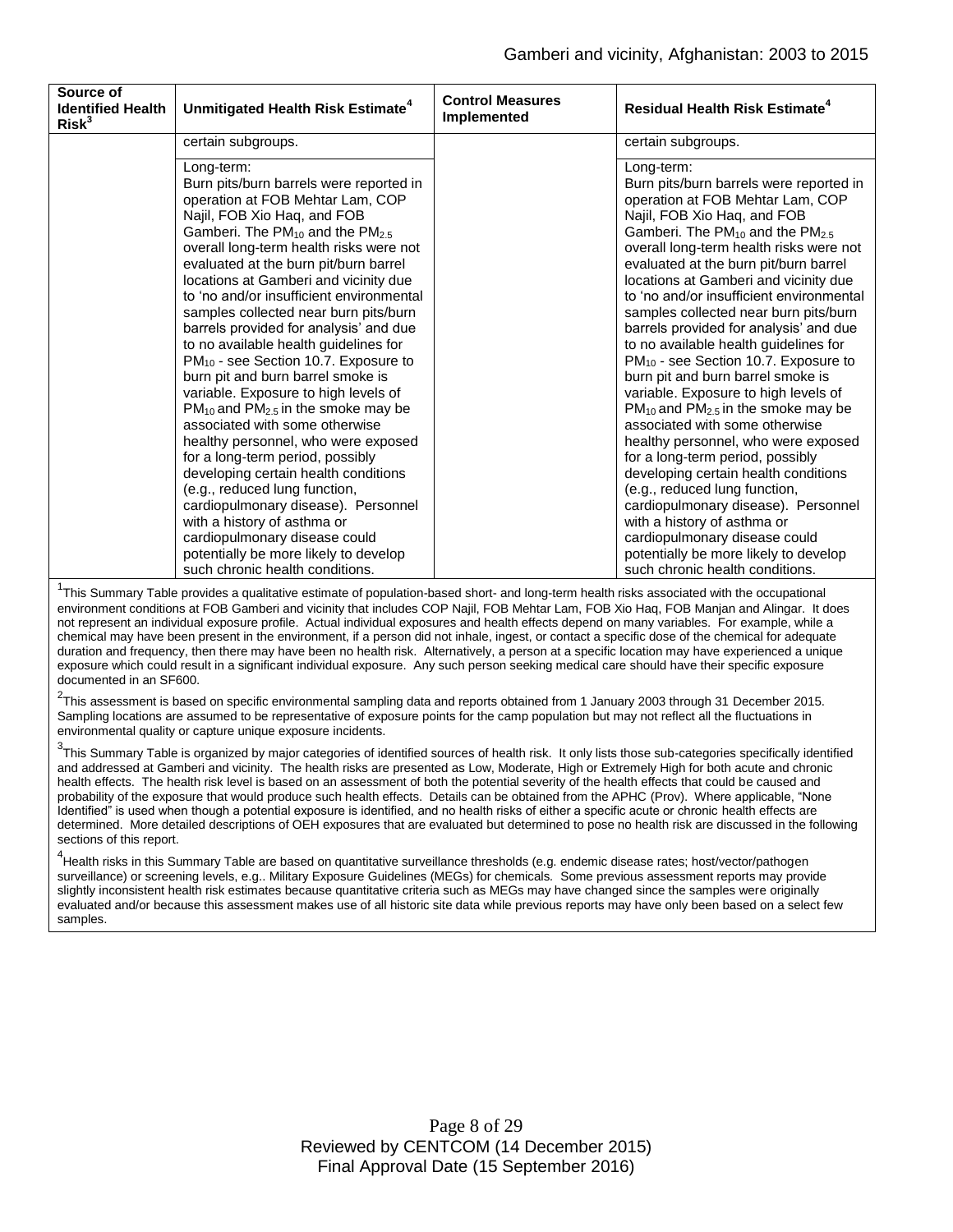| Source of Identified Health Risk[3] | Unmitigated Health Risk Estimate[4] | Control Measures Implemented | Residual Health Risk Estimate[4] |
|---|---|---|---|
| | certain subgroups. | | certain subgroups. |
| | Long-term: Burn pits/burn barrels were reported in operation at FOB Mehtar Lam, COP Najil, FOB Xio Haq, and FOB Gamberi. The $PM_{10}$ and the $PM_{2.5}$ overall long-term health risks were not evaluated at the burn pit/burn barrel locations at Gamberi and vicinity due to 'no and/or insufficient environmental samples collected near burn pits/burn barrels provided for analysis' and due to no available health guidelines for $PM_{10}$ - see Section 10.7. Exposure to burn pit and burn barrel smoke is variable. Exposure to high levels of $PM_{10}$ and $PM_{2.5}$ in the smoke may be associated with some otherwise healthy personnel, who were exposed for a long-term period, possibly developing certain health conditions (e.g., reduced lung function, cardiopulmonary disease). Personnel with a history of asthma or cardiopulmonary disease could potentially be more likely to develop such chronic health conditions. | | Long-term: Burn pits/burn barrels were reported in operation at FOB Mehtar Lam, COP Najil, FOB Xio Haq, and FOB Gamberi. The $PM_{10}$ and the $PM_{2.5}$ overall long-term health risks were not evaluated at the burn pit/burn barrel locations at Gamberi and vicinity due to 'no and/or insufficient environmental samples collected near burn pits/burn barrels provided for analysis' and due to no available health guidelines for $PM_{10}$ - see Section 10.7. Exposure to burn pit and burn barrel smoke is variable. Exposure to high levels of $PM_{10}$ and $PM_{2.5}$ in the smoke may be associated with some otherwise healthy personnel, who were exposed for a long-term period, possibly developing certain health conditions (e.g., reduced lung function, cardiopulmonary disease). Personnel with a history of asthma or cardiopulmonary disease could potentially be more likely to develop such chronic health conditions. |

[1]This Summary Table provides a qualitative estimate of population-based short- and long-term health risks associated with the occupational environment conditions at FOB Gamberi and vicinity that includes COP Najil, FOB Mehtar Lam, FOB Xio Haq, FOB Manjan and Alingar. It does not represent an individual exposure profile. Actual individual exposures and health effects depend on many variables. For example, while a chemical may have been present in the environment, if a person did not inhale, ingest, or contact a specific dose of the chemical for adequate duration and frequency, then there may have been no health risk. Alternatively, a person at a specific location may have experienced a unique exposure which could result in a significant individual exposure. Any such person seeking medical care should have their specific exposure documented in an SF600.

[2]This assessment is based on specific environmental sampling data and reports obtained from 1 January 2003 through 31 December 2015. Sampling locations are assumed to be representative of exposure points for the camp population but may not reflect all the fluctuations in environmental quality or capture unique exposure incidents.

[3]This Summary Table is organized by major categories of identified sources of health risk. It only lists those sub-categories specifically identified and addressed at Gamberi and vicinity. The health risks are presented as Low, Moderate, High or Extremely High for both acute and chronic health effects. The health risk level is based on an assessment of both the potential severity of the health effects that could be caused and probability of the exposure that would produce such health effects. Details can be obtained from the APHC (Prov). Where applicable, "None Identified" is used when though a potential exposure is identified, and no health risks of either a specific acute or chronic health effects are determined. More detailed descriptions of OEH exposures that are evaluated but determined to pose no health risk are discussed in the following sections of this report.

[4]Health risks in this Summary Table are based on quantitative surveillance thresholds (e.g. endemic disease rates; host/vector/pathogen surveillance) or screening levels, e.g.. Military Exposure Guidelines (MEGs) for chemicals. Some previous assessment reports may provide slightly inconsistent health risk estimates because quantitative criteria such as MEGs may have changed since the samples were originally evaluated and/or because this assessment makes use of all historic site data while previous reports may have only been based on a select few samples.

Reviewed by CENTCOM (14 December 2015)
Final Approval Date (15 September 2016)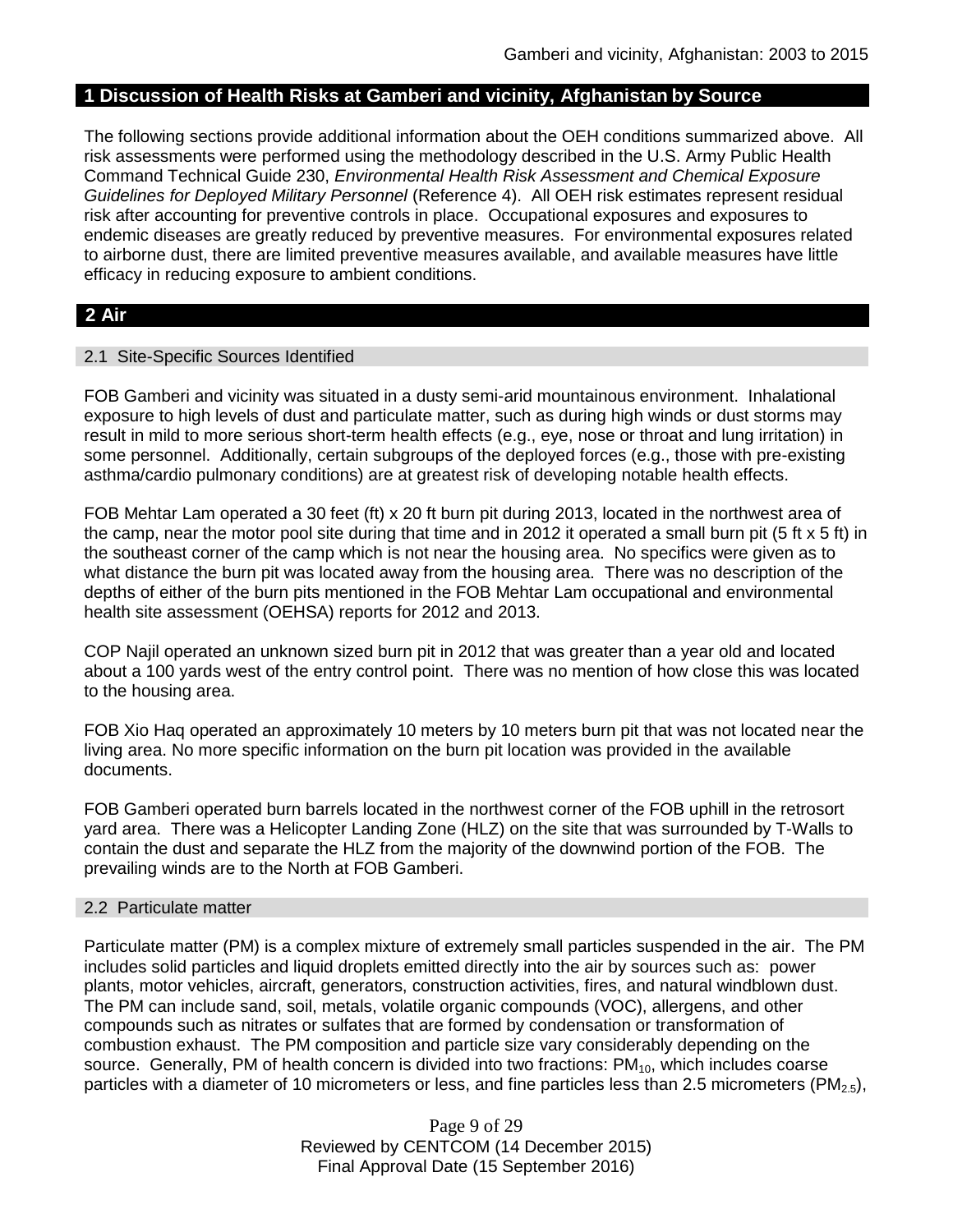## 1 Discussion of Health Risks at Gamberi and vicinity, Afghanistan by Source

The following sections provide additional information about the OEH conditions summarized above. All risk assessments were performed using the methodology described in the U.S. Army Public Health Command Technical Guide 230, *Environmental Health Risk Assessment and Chemical Exposure Guidelines for Deployed Military Personnel* (Reference 4). All OEH risk estimates represent residual risk after accounting for preventive controls in place. Occupational exposures and exposures to endemic diseases are greatly reduced by preventive measures. For environmental exposures related to airborne dust, there are limited preventive measures available, and available measures have little efficacy in reducing exposure to ambient conditions.

## 2 Air

### 2.1 Site-Specific Sources Identified

FOB Gamberi and vicinity was situated in a dusty semi-arid mountainous environment. Inhalational exposure to high levels of dust and particulate matter, such as during high winds or dust storms may result in mild to more serious short-term health effects (e.g., eye, nose or throat and lung irritation) in some personnel. Additionally, certain subgroups of the deployed forces (e.g., those with pre-existing asthma/cardio pulmonary conditions) are at greatest risk of developing notable health effects.

FOB Mehtar Lam operated a 30 feet (ft) x 20 ft burn pit during 2013, located in the northwest area of the camp, near the motor pool site during that time and in 2012 it operated a small burn pit (5 ft x 5 ft) in the southeast corner of the camp which is not near the housing area. No specifics were given as to what distance the burn pit was located away from the housing area. There was no description of the depths of either of the burn pits mentioned in the FOB Mehtar Lam occupational and environmental health site assessment (OEHSA) reports for 2012 and 2013.

COP Najil operated an unknown sized burn pit in 2012 that was greater than a year old and located about a 100 yards west of the entry control point. There was no mention of how close this was located to the housing area.

FOB Xio Haq operated an approximately 10 meters by 10 meters burn pit that was not located near the living area. No more specific information on the burn pit location was provided in the available documents.

FOB Gamberi operated burn barrels located in the northwest corner of the FOB uphill in the retrosort yard area. There was a Helicopter Landing Zone (HLZ) on the site that was surrounded by T-Walls to contain the dust and separate the HLZ from the majority of the downwind portion of the FOB. The prevailing winds are to the North at FOB Gamberi.

### 2.2 Particulate matter

Particulate matter (PM) is a complex mixture of extremely small particles suspended in the air. The PM includes solid particles and liquid droplets emitted directly into the air by sources such as: power plants, motor vehicles, aircraft, generators, construction activities, fires, and natural windblown dust. The PM can include sand, soil, metals, volatile organic compounds (VOC), allergens, and other compounds such as nitrates or sulfates that are formed by condensation or transformation of combustion exhaust. The PM composition and particle size vary considerably depending on the source. Generally, PM of health concern is divided into two fractions: $PM_{10}$, which includes coarse particles with a diameter of 10 micrometers or less, and fine particles less than 2.5 micrometers ($PM_{2.5}$),

Reviewed by CENTCOM (14 December 2015)
Final Approval Date (15 September 2016)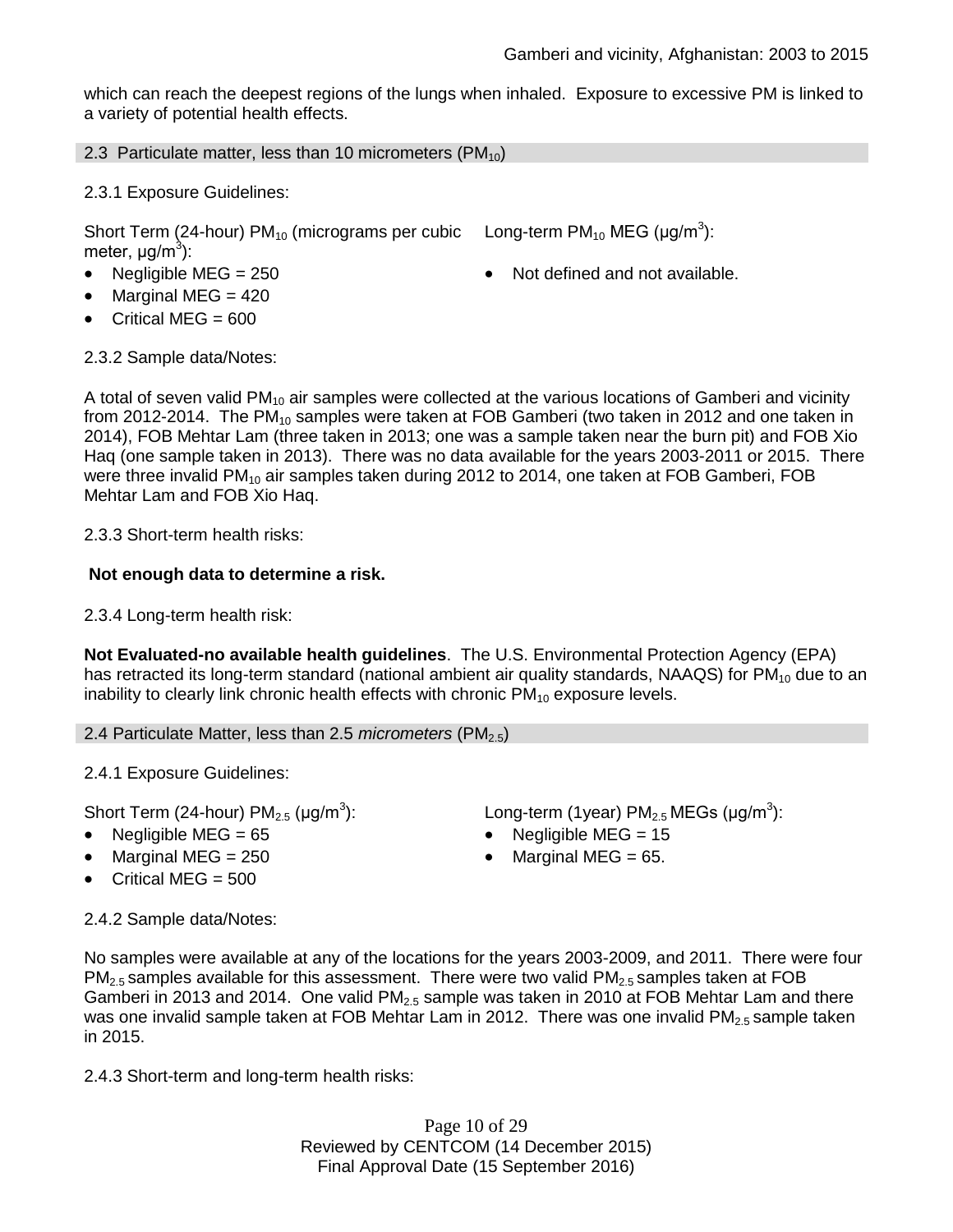which can reach the deepest regions of the lungs when inhaled. Exposure to excessive PM is linked to a variety of potential health effects.

## 2.3 Particulate matter, less than 10 micrometers ($PM_{10}$)

2.3.1 Exposure Guidelines:

Short Term (24-hour) $PM_{10}$ (micrograms per cubic meter, $\mu g/m^3$):

- Negligible MEG = 250
- Marginal MEG = 420
- Critical MEG = 600

Long-term $PM_{10}$ MEG ($\mu g/m^3$):

- Not defined and not available.

2.3.2 Sample data/Notes:

A total of seven valid $PM_{10}$ air samples were collected at the various locations of Gamberi and vicinity from 2012-2014. The $PM_{10}$ samples were taken at FOB Gamberi (two taken in 2012 and one taken in 2014), FOB Mehtar Lam (three taken in 2013; one was a sample taken near the burn pit) and FOB Xio Haq (one sample taken in 2013). There was no data available for the years 2003-2011 or 2015. There were three invalid $PM_{10}$ air samples taken during 2012 to 2014, one taken at FOB Gamberi, FOB Mehtar Lam and FOB Xio Haq.

2.3.3 Short-term health risks:

**Not enough data to determine a risk.**

2.3.4 Long-term health risk:

**Not Evaluated-no available health guidelines**. The U.S. Environmental Protection Agency (EPA) has retracted its long-term standard (national ambient air quality standards, NAAQS) for $PM_{10}$ due to an inability to clearly link chronic health effects with chronic $PM_{10}$ exposure levels.

## 2.4 Particulate Matter, less than 2.5 *micrometers* ($PM_{2.5}$)

2.4.1 Exposure Guidelines:

Short Term (24-hour) $PM_{2.5}$ ($\mu g/m^3$):

- Negligible MEG = 65
- Marginal MEG = 250
- Critical MEG = 500

Long-term (1year) $PM_{2.5}$ MEGs ($\mu g/m^3$):

- Negligible MEG = 15
- Marginal MEG = 65.

2.4.2 Sample data/Notes:

No samples were available at any of the locations for the years 2003-2009, and 2011. There were four $PM_{2.5}$ samples available for this assessment. There were two valid $PM_{2.5}$ samples taken at FOB Gamberi in 2013 and 2014. One valid $PM_{2.5}$ sample was taken in 2010 at FOB Mehtar Lam and there was one invalid sample taken at FOB Mehtar Lam in 2012. There was one invalid $PM_{2.5}$ sample taken in 2015.

2.4.3 Short-term and long-term health risks: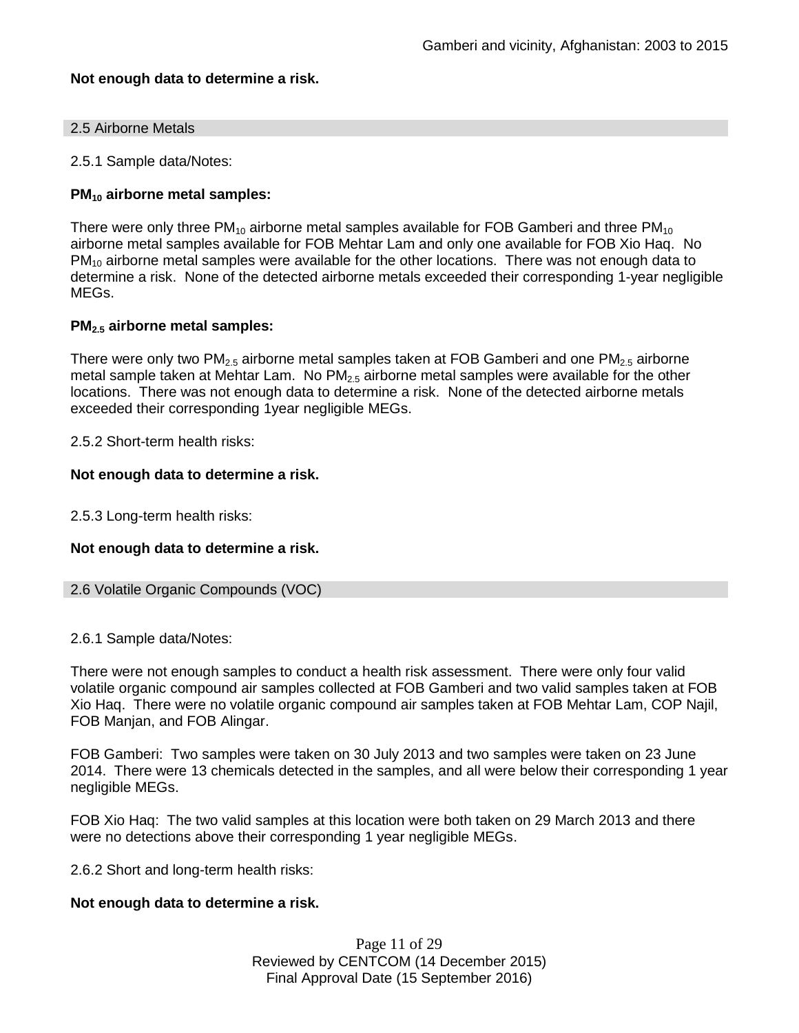**Not enough data to determine a risk.**

## 2.5 Airborne Metals

2.5.1 Sample data/Notes:

**$PM_{10}$ airborne metal samples:**

There were only three $PM_{10}$ airborne metal samples available for FOB Gamberi and three $PM_{10}$ airborne metal samples available for FOB Mehtar Lam and only one available for FOB Xio Haq. No $PM_{10}$ airborne metal samples were available for the other locations. There was not enough data to determine a risk. None of the detected airborne metals exceeded their corresponding 1-year negligible MEGs.

**$PM_{2.5}$ airborne metal samples:**

There were only two $PM_{2.5}$ airborne metal samples taken at FOB Gamberi and one $PM_{2.5}$ airborne metal sample taken at Mehtar Lam. No $PM_{2.5}$ airborne metal samples were available for the other locations. There was not enough data to determine a risk. None of the detected airborne metals exceeded their corresponding 1year negligible MEGs.

2.5.2 Short-term health risks:

**Not enough data to determine a risk.**

2.5.3 Long-term health risks:

**Not enough data to determine a risk.**

## 2.6 Volatile Organic Compounds (VOC)

2.6.1 Sample data/Notes:

There were not enough samples to conduct a health risk assessment. There were only four valid volatile organic compound air samples collected at FOB Gamberi and two valid samples taken at FOB Xio Haq. There were no volatile organic compound air samples taken at FOB Mehtar Lam, COP Najil, FOB Manjan, and FOB Alingar.

FOB Gamberi: Two samples were taken on 30 July 2013 and two samples were taken on 23 June 2014. There were 13 chemicals detected in the samples, and all were below their corresponding 1 year negligible MEGs.

FOB Xio Haq: The two valid samples at this location were both taken on 29 March 2013 and there were no detections above their corresponding 1 year negligible MEGs.

2.6.2 Short and long-term health risks:

**Not enough data to determine a risk.**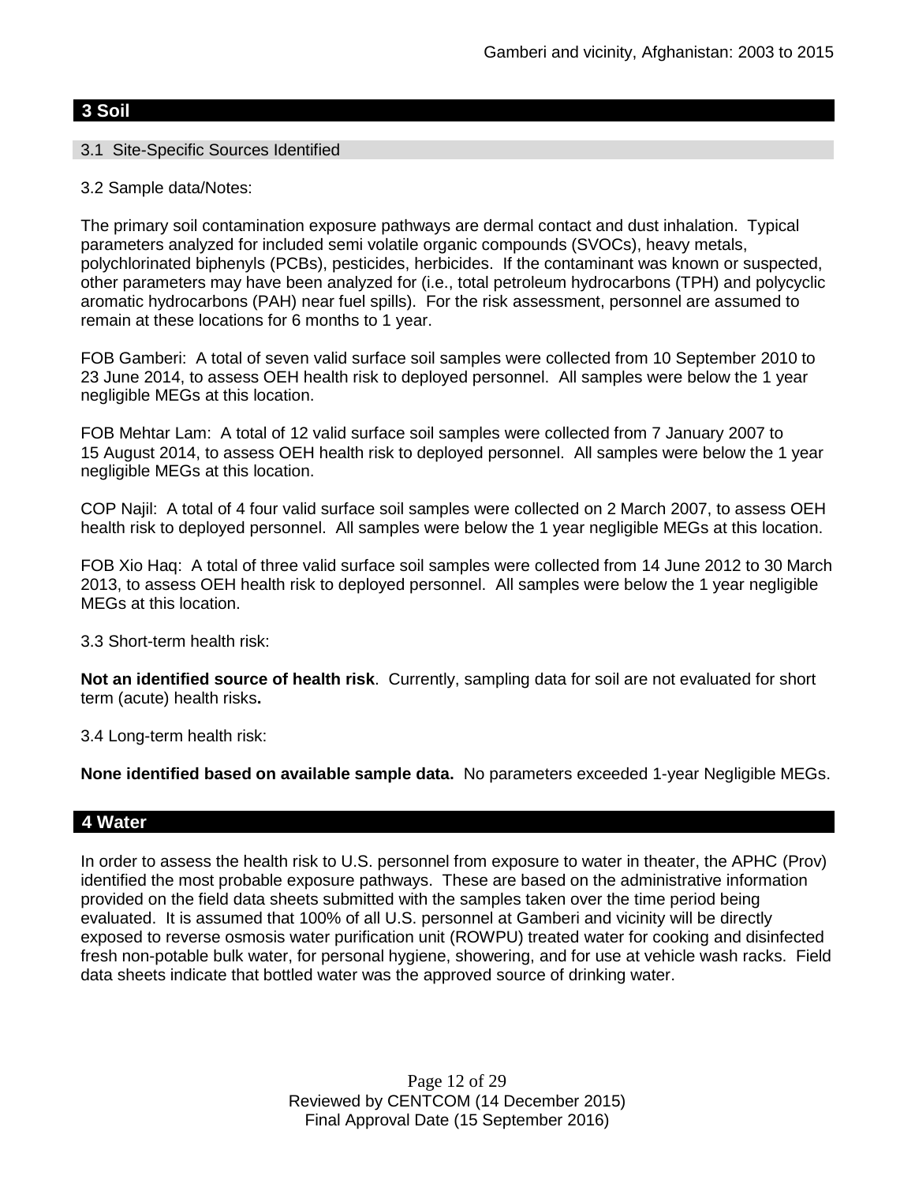## 3 Soil

### 3.1 Site-Specific Sources Identified

3.2 Sample data/Notes:

The primary soil contamination exposure pathways are dermal contact and dust inhalation. Typical parameters analyzed for included semi volatile organic compounds (SVOCs), heavy metals, polychlorinated biphenyls (PCBs), pesticides, herbicides. If the contaminant was known or suspected, other parameters may have been analyzed for (i.e., total petroleum hydrocarbons (TPH) and polycyclic aromatic hydrocarbons (PAH) near fuel spills). For the risk assessment, personnel are assumed to remain at these locations for 6 months to 1 year.

FOB Gamberi: A total of seven valid surface soil samples were collected from 10 September 2010 to 23 June 2014, to assess OEH health risk to deployed personnel. All samples were below the 1 year negligible MEGs at this location.

FOB Mehtar Lam: A total of 12 valid surface soil samples were collected from 7 January 2007 to 15 August 2014, to assess OEH health risk to deployed personnel. All samples were below the 1 year negligible MEGs at this location.

COP Najil: A total of 4 four valid surface soil samples were collected on 2 March 2007, to assess OEH health risk to deployed personnel. All samples were below the 1 year negligible MEGs at this location.

FOB Xio Haq: A total of three valid surface soil samples were collected from 14 June 2012 to 30 March 2013, to assess OEH health risk to deployed personnel. All samples were below the 1 year negligible MEGs at this location.

3.3 Short-term health risk:

**Not an identified source of health risk**. Currently, sampling data for soil are not evaluated for short term (acute) health risks**.**

3.4 Long-term health risk:

**None identified based on available sample data.** No parameters exceeded 1-year Negligible MEGs.

## 4 Water

In order to assess the health risk to U.S. personnel from exposure to water in theater, the APHC (Prov) identified the most probable exposure pathways. These are based on the administrative information provided on the field data sheets submitted with the samples taken over the time period being evaluated. It is assumed that 100% of all U.S. personnel at Gamberi and vicinity will be directly exposed to reverse osmosis water purification unit (ROWPU) treated water for cooking and disinfected fresh non-potable bulk water, for personal hygiene, showering, and for use at vehicle wash racks. Field data sheets indicate that bottled water was the approved source of drinking water.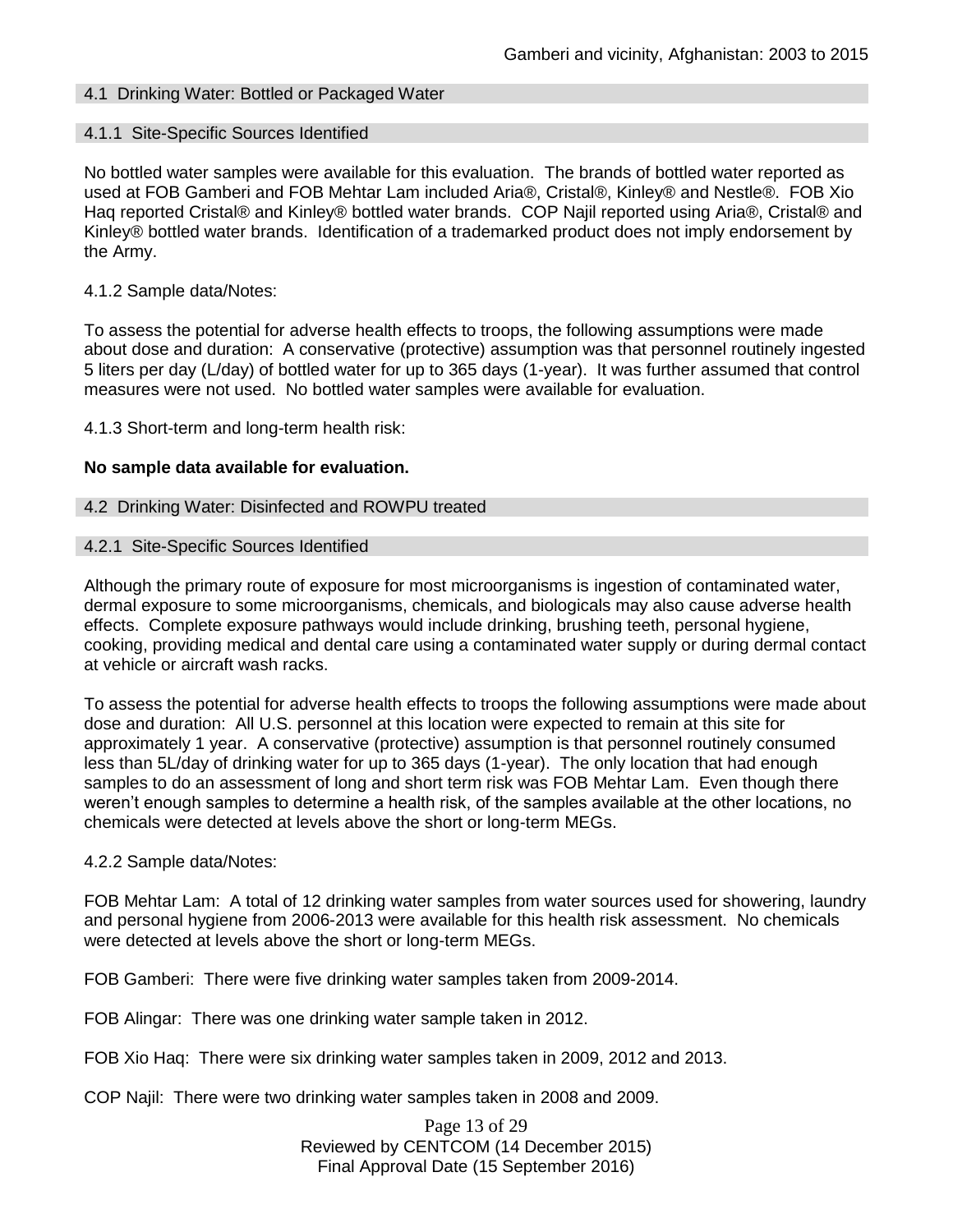### 4.1 Drinking Water: Bottled or Packaged Water

#### 4.1.1 Site-Specific Sources Identified

No bottled water samples were available for this evaluation. The brands of bottled water reported as used at FOB Gamberi and FOB Mehtar Lam included Aria®, Cristal®, Kinley® and Nestle®. FOB Xio Haq reported Cristal® and Kinley® bottled water brands. COP Najil reported using Aria®, Cristal® and Kinley® bottled water brands. Identification of a trademarked product does not imply endorsement by the Army.

4.1.2 Sample data/Notes:

To assess the potential for adverse health effects to troops, the following assumptions were made about dose and duration: A conservative (protective) assumption was that personnel routinely ingested 5 liters per day (L/day) of bottled water for up to 365 days (1-year). It was further assumed that control measures were not used. No bottled water samples were available for evaluation.

4.1.3 Short-term and long-term health risk:

**No sample data available for evaluation.**

### 4.2 Drinking Water: Disinfected and ROWPU treated

#### 4.2.1 Site-Specific Sources Identified

Although the primary route of exposure for most microorganisms is ingestion of contaminated water, dermal exposure to some microorganisms, chemicals, and biologicals may also cause adverse health effects. Complete exposure pathways would include drinking, brushing teeth, personal hygiene, cooking, providing medical and dental care using a contaminated water supply or during dermal contact at vehicle or aircraft wash racks.

To assess the potential for adverse health effects to troops the following assumptions were made about dose and duration: All U.S. personnel at this location were expected to remain at this site for approximately 1 year. A conservative (protective) assumption is that personnel routinely consumed less than 5L/day of drinking water for up to 365 days (1-year). The only location that had enough samples to do an assessment of long and short term risk was FOB Mehtar Lam. Even though there weren't enough samples to determine a health risk, of the samples available at the other locations, no chemicals were detected at levels above the short or long-term MEGs.

4.2.2 Sample data/Notes:

FOB Mehtar Lam: A total of 12 drinking water samples from water sources used for showering, laundry and personal hygiene from 2006-2013 were available for this health risk assessment. No chemicals were detected at levels above the short or long-term MEGs.

FOB Gamberi: There were five drinking water samples taken from 2009-2014.

FOB Alingar: There was one drinking water sample taken in 2012.

FOB Xio Haq: There were six drinking water samples taken in 2009, 2012 and 2013.

COP Najil: There were two drinking water samples taken in 2008 and 2009.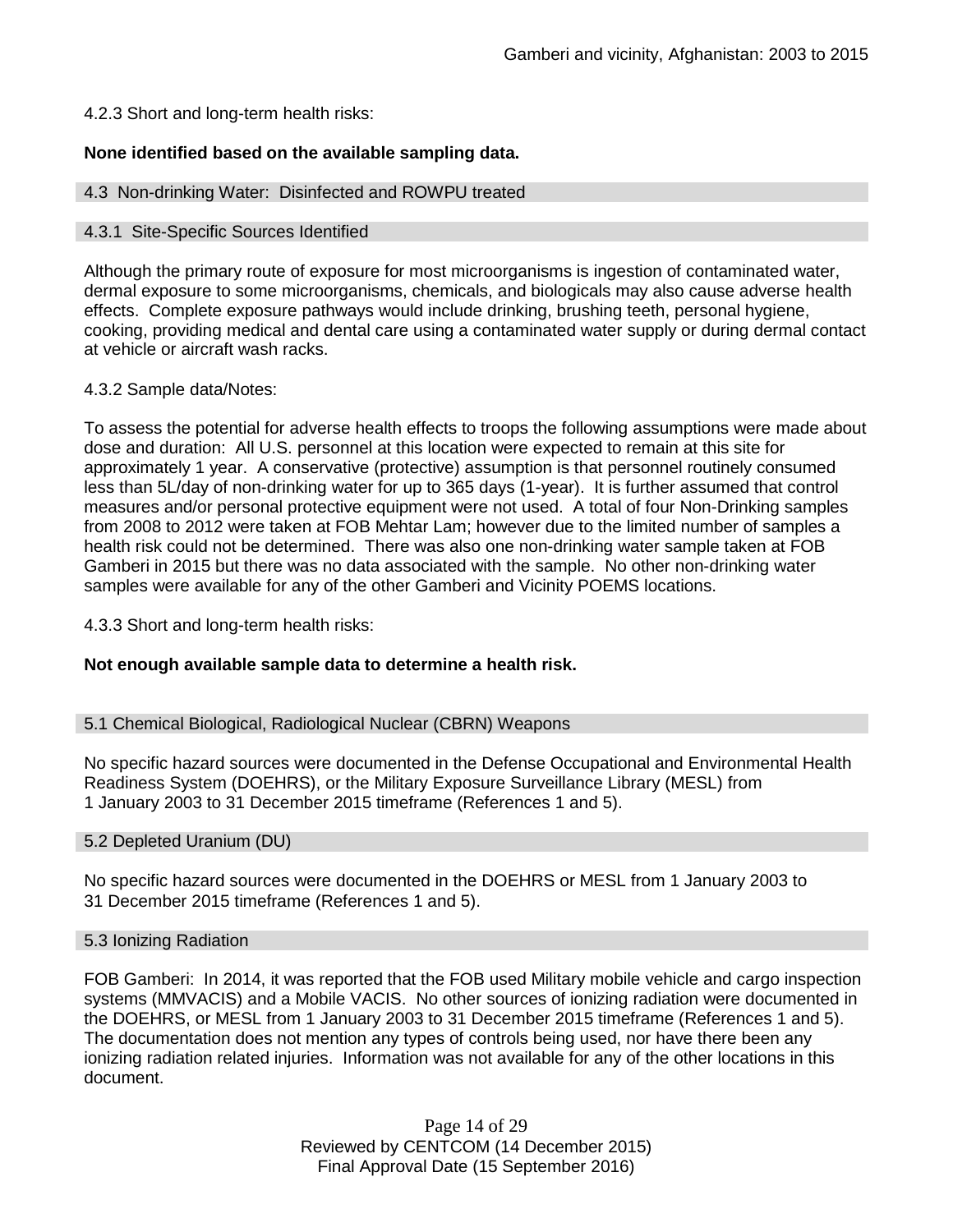4.2.3 Short and long-term health risks:

**None identified based on the available sampling data.**

### 4.3 Non-drinking Water: Disinfected and ROWPU treated

### 4.3.1 Site-Specific Sources Identified

Although the primary route of exposure for most microorganisms is ingestion of contaminated water, dermal exposure to some microorganisms, chemicals, and biologicals may also cause adverse health effects. Complete exposure pathways would include drinking, brushing teeth, personal hygiene, cooking, providing medical and dental care using a contaminated water supply or during dermal contact at vehicle or aircraft wash racks.

4.3.2 Sample data/Notes:

To assess the potential for adverse health effects to troops the following assumptions were made about dose and duration: All U.S. personnel at this location were expected to remain at this site for approximately 1 year. A conservative (protective) assumption is that personnel routinely consumed less than 5L/day of non-drinking water for up to 365 days (1-year). It is further assumed that control measures and/or personal protective equipment were not used. A total of four Non-Drinking samples from 2008 to 2012 were taken at FOB Mehtar Lam; however due to the limited number of samples a health risk could not be determined. There was also one non-drinking water sample taken at FOB Gamberi in 2015 but there was no data associated with the sample. No other non-drinking water samples were available for any of the other Gamberi and Vicinity POEMS locations.

4.3.3 Short and long-term health risks:

**Not enough available sample data to determine a health risk.**

### 5.1 Chemical Biological, Radiological Nuclear (CBRN) Weapons

No specific hazard sources were documented in the Defense Occupational and Environmental Health Readiness System (DOEHRS), or the Military Exposure Surveillance Library (MESL) from 1 January 2003 to 31 December 2015 timeframe (References 1 and 5).

### 5.2 Depleted Uranium (DU)

No specific hazard sources were documented in the DOEHRS or MESL from 1 January 2003 to 31 December 2015 timeframe (References 1 and 5).

### 5.3 Ionizing Radiation

FOB Gamberi: In 2014, it was reported that the FOB used Military mobile vehicle and cargo inspection systems (MMVACIS) and a Mobile VACIS. No other sources of ionizing radiation were documented in the DOEHRS, or MESL from 1 January 2003 to 31 December 2015 timeframe (References 1 and 5). The documentation does not mention any types of controls being used, nor have there been any ionizing radiation related injuries. Information was not available for any of the other locations in this document.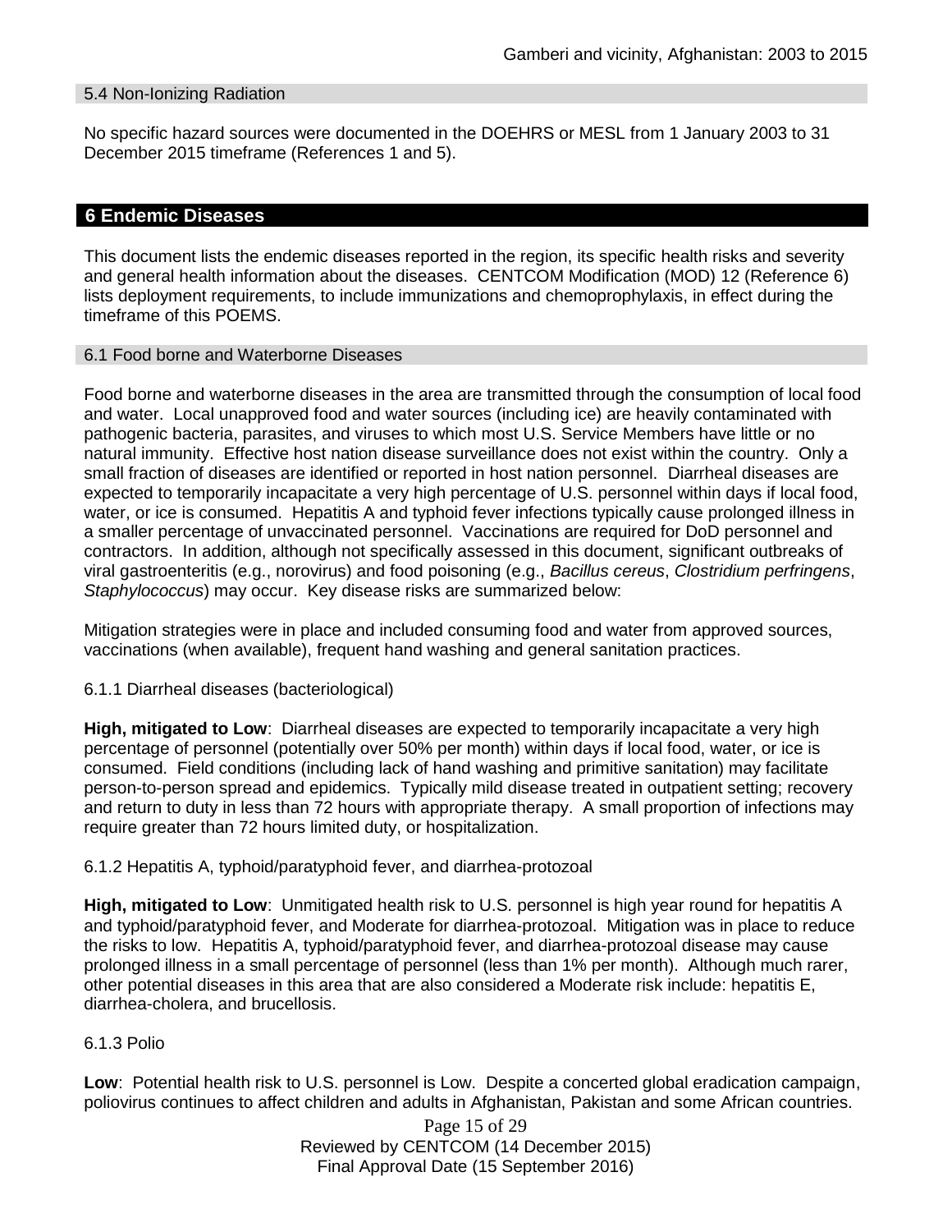### 5.4 Non-Ionizing Radiation

No specific hazard sources were documented in the DOEHRS or MESL from 1 January 2003 to 31 December 2015 timeframe (References 1 and 5).

## 6 Endemic Diseases

This document lists the endemic diseases reported in the region, its specific health risks and severity and general health information about the diseases. CENTCOM Modification (MOD) 12 (Reference 6) lists deployment requirements, to include immunizations and chemoprophylaxis, in effect during the timeframe of this POEMS.

### 6.1 Food borne and Waterborne Diseases

Food borne and waterborne diseases in the area are transmitted through the consumption of local food and water. Local unapproved food and water sources (including ice) are heavily contaminated with pathogenic bacteria, parasites, and viruses to which most U.S. Service Members have little or no natural immunity. Effective host nation disease surveillance does not exist within the country. Only a small fraction of diseases are identified or reported in host nation personnel. Diarrheal diseases are expected to temporarily incapacitate a very high percentage of U.S. personnel within days if local food, water, or ice is consumed. Hepatitis A and typhoid fever infections typically cause prolonged illness in a smaller percentage of unvaccinated personnel. Vaccinations are required for DoD personnel and contractors. In addition, although not specifically assessed in this document, significant outbreaks of viral gastroenteritis (e.g., norovirus) and food poisoning (e.g., *Bacillus cereus*, *Clostridium perfringens*, *Staphylococcus*) may occur. Key disease risks are summarized below:

Mitigation strategies were in place and included consuming food and water from approved sources, vaccinations (when available), frequent hand washing and general sanitation practices.

#### 6.1.1 Diarrheal diseases (bacteriological)

**High, mitigated to Low**: Diarrheal diseases are expected to temporarily incapacitate a very high percentage of personnel (potentially over 50% per month) within days if local food, water, or ice is consumed. Field conditions (including lack of hand washing and primitive sanitation) may facilitate person-to-person spread and epidemics. Typically mild disease treated in outpatient setting; recovery and return to duty in less than 72 hours with appropriate therapy. A small proportion of infections may require greater than 72 hours limited duty, or hospitalization.

#### 6.1.2 Hepatitis A, typhoid/paratyphoid fever, and diarrhea-protozoal

**High, mitigated to Low**: Unmitigated health risk to U.S. personnel is high year round for hepatitis A and typhoid/paratyphoid fever, and Moderate for diarrhea-protozoal. Mitigation was in place to reduce the risks to low. Hepatitis A, typhoid/paratyphoid fever, and diarrhea-protozoal disease may cause prolonged illness in a small percentage of personnel (less than 1% per month). Although much rarer, other potential diseases in this area that are also considered a Moderate risk include: hepatitis E, diarrhea-cholera, and brucellosis.

#### 6.1.3 Polio

**Low**: Potential health risk to U.S. personnel is Low. Despite a concerted global eradication campaign, poliovirus continues to affect children and adults in Afghanistan, Pakistan and some African countries.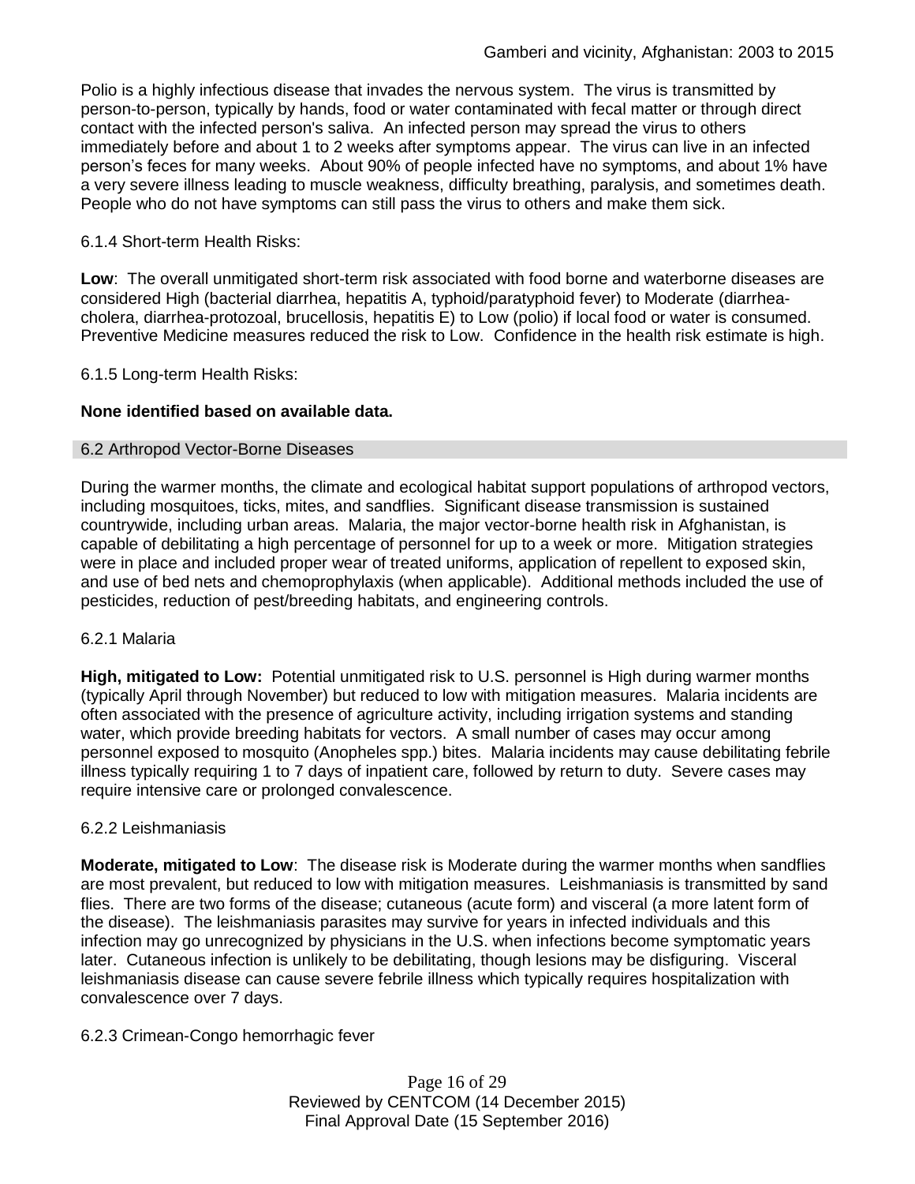Polio is a highly infectious disease that invades the nervous system. The virus is transmitted by person-to-person, typically by hands, food or water contaminated with fecal matter or through direct contact with the infected person's saliva. An infected person may spread the virus to others immediately before and about 1 to 2 weeks after symptoms appear. The virus can live in an infected person's feces for many weeks. About 90% of people infected have no symptoms, and about 1% have a very severe illness leading to muscle weakness, difficulty breathing, paralysis, and sometimes death. People who do not have symptoms can still pass the virus to others and make them sick.

6.1.4 Short-term Health Risks:

**Low**: The overall unmitigated short-term risk associated with food borne and waterborne diseases are considered High (bacterial diarrhea, hepatitis A, typhoid/paratyphoid fever) to Moderate (diarrhea-cholera, diarrhea-protozoal, brucellosis, hepatitis E) to Low (polio) if local food or water is consumed. Preventive Medicine measures reduced the risk to Low. Confidence in the health risk estimate is high.

6.1.5 Long-term Health Risks:

**None identified based on available data.**

## 6.2 Arthropod Vector-Borne Diseases

During the warmer months, the climate and ecological habitat support populations of arthropod vectors, including mosquitoes, ticks, mites, and sandflies. Significant disease transmission is sustained countrywide, including urban areas. Malaria, the major vector-borne health risk in Afghanistan, is capable of debilitating a high percentage of personnel for up to a week or more. Mitigation strategies were in place and included proper wear of treated uniforms, application of repellent to exposed skin, and use of bed nets and chemoprophylaxis (when applicable). Additional methods included the use of pesticides, reduction of pest/breeding habitats, and engineering controls.

6.2.1 Malaria

**High, mitigated to Low:** Potential unmitigated risk to U.S. personnel is High during warmer months (typically April through November) but reduced to low with mitigation measures. Malaria incidents are often associated with the presence of agriculture activity, including irrigation systems and standing water, which provide breeding habitats for vectors. A small number of cases may occur among personnel exposed to mosquito (Anopheles spp.) bites. Malaria incidents may cause debilitating febrile illness typically requiring 1 to 7 days of inpatient care, followed by return to duty. Severe cases may require intensive care or prolonged convalescence.

6.2.2 Leishmaniasis

**Moderate, mitigated to Low**: The disease risk is Moderate during the warmer months when sandflies are most prevalent, but reduced to low with mitigation measures. Leishmaniasis is transmitted by sand flies. There are two forms of the disease; cutaneous (acute form) and visceral (a more latent form of the disease). The leishmaniasis parasites may survive for years in infected individuals and this infection may go unrecognized by physicians in the U.S. when infections become symptomatic years later. Cutaneous infection is unlikely to be debilitating, though lesions may be disfiguring. Visceral leishmaniasis disease can cause severe febrile illness which typically requires hospitalization with convalescence over 7 days.

6.2.3 Crimean-Congo hemorrhagic fever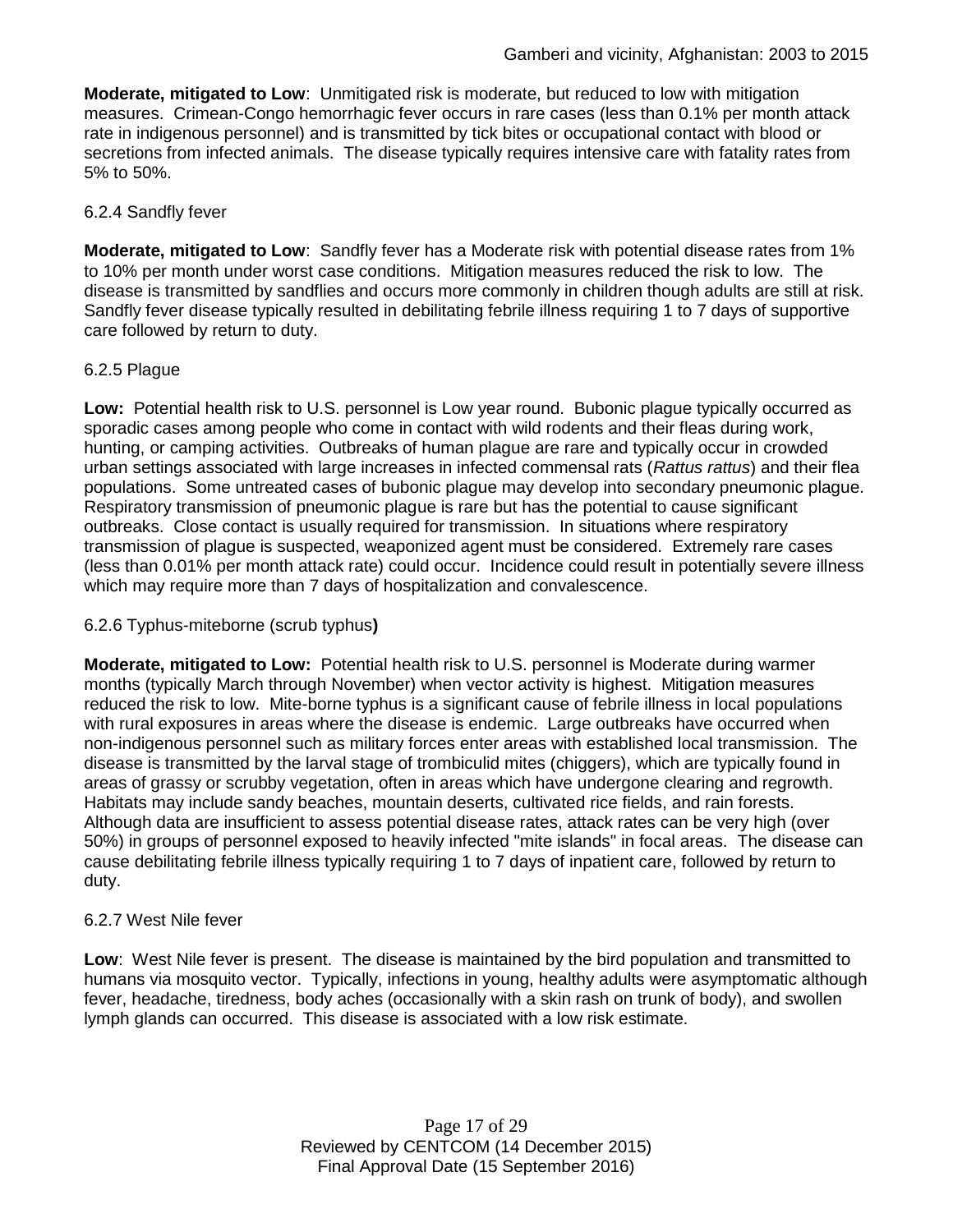**Moderate, mitigated to Low**: Unmitigated risk is moderate, but reduced to low with mitigation measures. Crimean-Congo hemorrhagic fever occurs in rare cases (less than 0.1% per month attack rate in indigenous personnel) and is transmitted by tick bites or occupational contact with blood or secretions from infected animals. The disease typically requires intensive care with fatality rates from 5% to 50%.

#### 6.2.4 Sandfly fever

**Moderate, mitigated to Low**: Sandfly fever has a Moderate risk with potential disease rates from 1% to 10% per month under worst case conditions. Mitigation measures reduced the risk to low. The disease is transmitted by sandflies and occurs more commonly in children though adults are still at risk. Sandfly fever disease typically resulted in debilitating febrile illness requiring 1 to 7 days of supportive care followed by return to duty.

#### 6.2.5 Plague

**Low:** Potential health risk to U.S. personnel is Low year round. Bubonic plague typically occurred as sporadic cases among people who come in contact with wild rodents and their fleas during work, hunting, or camping activities. Outbreaks of human plague are rare and typically occur in crowded urban settings associated with large increases in infected commensal rats (*Rattus rattus*) and their flea populations. Some untreated cases of bubonic plague may develop into secondary pneumonic plague. Respiratory transmission of pneumonic plague is rare but has the potential to cause significant outbreaks. Close contact is usually required for transmission. In situations where respiratory transmission of plague is suspected, weaponized agent must be considered. Extremely rare cases (less than 0.01% per month attack rate) could occur. Incidence could result in potentially severe illness which may require more than 7 days of hospitalization and convalescence.

#### 6.2.6 Typhus-miteborne (scrub typhus**)**

**Moderate, mitigated to Low:** Potential health risk to U.S. personnel is Moderate during warmer months (typically March through November) when vector activity is highest. Mitigation measures reduced the risk to low. Mite-borne typhus is a significant cause of febrile illness in local populations with rural exposures in areas where the disease is endemic. Large outbreaks have occurred when non-indigenous personnel such as military forces enter areas with established local transmission. The disease is transmitted by the larval stage of trombiculid mites (chiggers), which are typically found in areas of grassy or scrubby vegetation, often in areas which have undergone clearing and regrowth. Habitats may include sandy beaches, mountain deserts, cultivated rice fields, and rain forests. Although data are insufficient to assess potential disease rates, attack rates can be very high (over 50%) in groups of personnel exposed to heavily infected "mite islands" in focal areas. The disease can cause debilitating febrile illness typically requiring 1 to 7 days of inpatient care, followed by return to duty.

#### 6.2.7 West Nile fever

**Low**: West Nile fever is present. The disease is maintained by the bird population and transmitted to humans via mosquito vector. Typically, infections in young, healthy adults were asymptomatic although fever, headache, tiredness, body aches (occasionally with a skin rash on trunk of body), and swollen lymph glands can occurred. This disease is associated with a low risk estimate.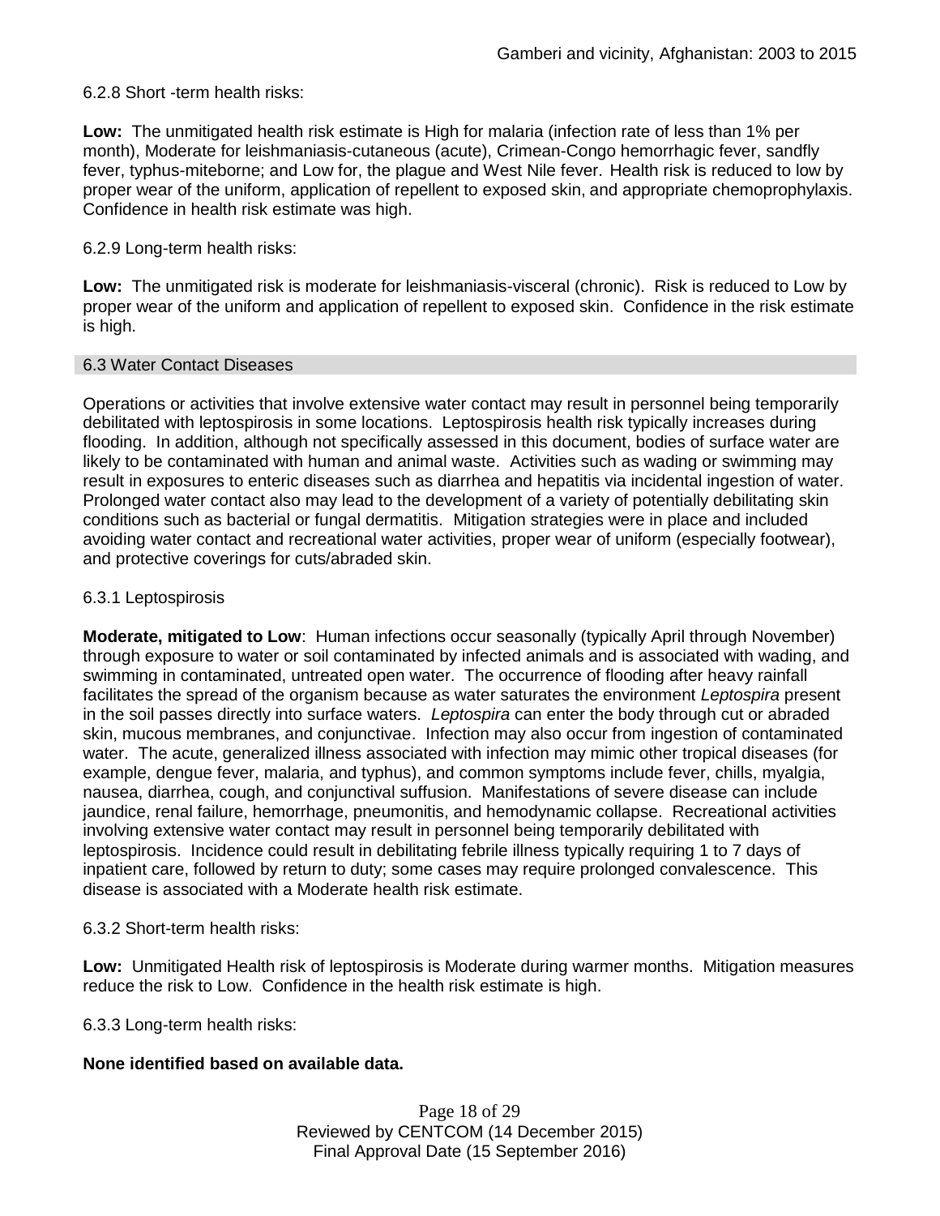6.2.8 Short -term health risks:

**Low:** The unmitigated health risk estimate is High for malaria (infection rate of less than 1% per month), Moderate for leishmaniasis-cutaneous (acute), Crimean-Congo hemorrhagic fever, sandfly fever, typhus-miteborne; and Low for, the plague and West Nile fever. Health risk is reduced to low by proper wear of the uniform, application of repellent to exposed skin, and appropriate chemoprophylaxis. Confidence in health risk estimate was high.

6.2.9 Long-term health risks:

**Low:** The unmitigated risk is moderate for leishmaniasis-visceral (chronic). Risk is reduced to Low by proper wear of the uniform and application of repellent to exposed skin. Confidence in the risk estimate is high.

## 6.3 Water Contact Diseases

Operations or activities that involve extensive water contact may result in personnel being temporarily debilitated with leptospirosis in some locations. Leptospirosis health risk typically increases during flooding. In addition, although not specifically assessed in this document, bodies of surface water are likely to be contaminated with human and animal waste. Activities such as wading or swimming may result in exposures to enteric diseases such as diarrhea and hepatitis via incidental ingestion of water. Prolonged water contact also may lead to the development of a variety of potentially debilitating skin conditions such as bacterial or fungal dermatitis. Mitigation strategies were in place and included avoiding water contact and recreational water activities, proper wear of uniform (especially footwear), and protective coverings for cuts/abraded skin.

6.3.1 Leptospirosis

**Moderate, mitigated to Low**: Human infections occur seasonally (typically April through November) through exposure to water or soil contaminated by infected animals and is associated with wading, and swimming in contaminated, untreated open water. The occurrence of flooding after heavy rainfall facilitates the spread of the organism because as water saturates the environment *Leptospira* present in the soil passes directly into surface waters. *Leptospira* can enter the body through cut or abraded skin, mucous membranes, and conjunctivae. Infection may also occur from ingestion of contaminated water. The acute, generalized illness associated with infection may mimic other tropical diseases (for example, dengue fever, malaria, and typhus), and common symptoms include fever, chills, myalgia, nausea, diarrhea, cough, and conjunctival suffusion. Manifestations of severe disease can include jaundice, renal failure, hemorrhage, pneumonitis, and hemodynamic collapse. Recreational activities involving extensive water contact may result in personnel being temporarily debilitated with leptospirosis. Incidence could result in debilitating febrile illness typically requiring 1 to 7 days of inpatient care, followed by return to duty; some cases may require prolonged convalescence. This disease is associated with a Moderate health risk estimate.

6.3.2 Short-term health risks:

**Low:** Unmitigated Health risk of leptospirosis is Moderate during warmer months. Mitigation measures reduce the risk to Low. Confidence in the health risk estimate is high.

6.3.3 Long-term health risks:

**None identified based on available data.**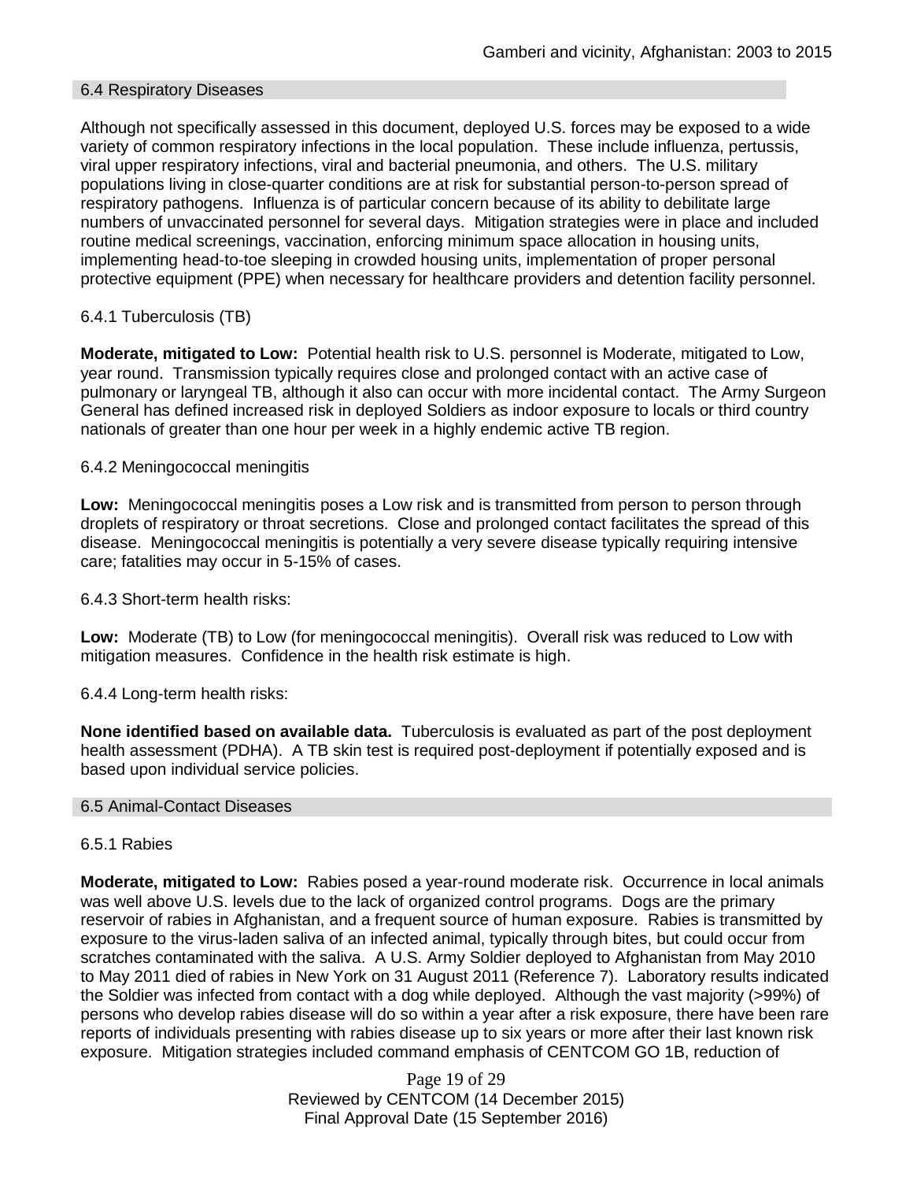## 6.4 Respiratory Diseases

Although not specifically assessed in this document, deployed U.S. forces may be exposed to a wide variety of common respiratory infections in the local population. These include influenza, pertussis, viral upper respiratory infections, viral and bacterial pneumonia, and others. The U.S. military populations living in close-quarter conditions are at risk for substantial person-to-person spread of respiratory pathogens. Influenza is of particular concern because of its ability to debilitate large numbers of unvaccinated personnel for several days. Mitigation strategies were in place and included routine medical screenings, vaccination, enforcing minimum space allocation in housing units, implementing head-to-toe sleeping in crowded housing units, implementation of proper personal protective equipment (PPE) when necessary for healthcare providers and detention facility personnel.

### 6.4.1 Tuberculosis (TB)

**Moderate, mitigated to Low:** Potential health risk to U.S. personnel is Moderate, mitigated to Low, year round. Transmission typically requires close and prolonged contact with an active case of pulmonary or laryngeal TB, although it also can occur with more incidental contact. The Army Surgeon General has defined increased risk in deployed Soldiers as indoor exposure to locals or third country nationals of greater than one hour per week in a highly endemic active TB region.

### 6.4.2 Meningococcal meningitis

**Low:** Meningococcal meningitis poses a Low risk and is transmitted from person to person through droplets of respiratory or throat secretions. Close and prolonged contact facilitates the spread of this disease. Meningococcal meningitis is potentially a very severe disease typically requiring intensive care; fatalities may occur in 5-15% of cases.

### 6.4.3 Short-term health risks:

**Low:** Moderate (TB) to Low (for meningococcal meningitis). Overall risk was reduced to Low with mitigation measures. Confidence in the health risk estimate is high.

### 6.4.4 Long-term health risks:

**None identified based on available data.** Tuberculosis is evaluated as part of the post deployment health assessment (PDHA). A TB skin test is required post-deployment if potentially exposed and is based upon individual service policies.

## 6.5 Animal-Contact Diseases

### 6.5.1 Rabies

**Moderate, mitigated to Low:** Rabies posed a year-round moderate risk. Occurrence in local animals was well above U.S. levels due to the lack of organized control programs. Dogs are the primary reservoir of rabies in Afghanistan, and a frequent source of human exposure. Rabies is transmitted by exposure to the virus-laden saliva of an infected animal, typically through bites, but could occur from scratches contaminated with the saliva. A U.S. Army Soldier deployed to Afghanistan from May 2010 to May 2011 died of rabies in New York on 31 August 2011 (Reference 7). Laboratory results indicated the Soldier was infected from contact with a dog while deployed. Although the vast majority (>99%) of persons who develop rabies disease will do so within a year after a risk exposure, there have been rare reports of individuals presenting with rabies disease up to six years or more after their last known risk exposure. Mitigation strategies included command emphasis of CENTCOM GO 1B, reduction of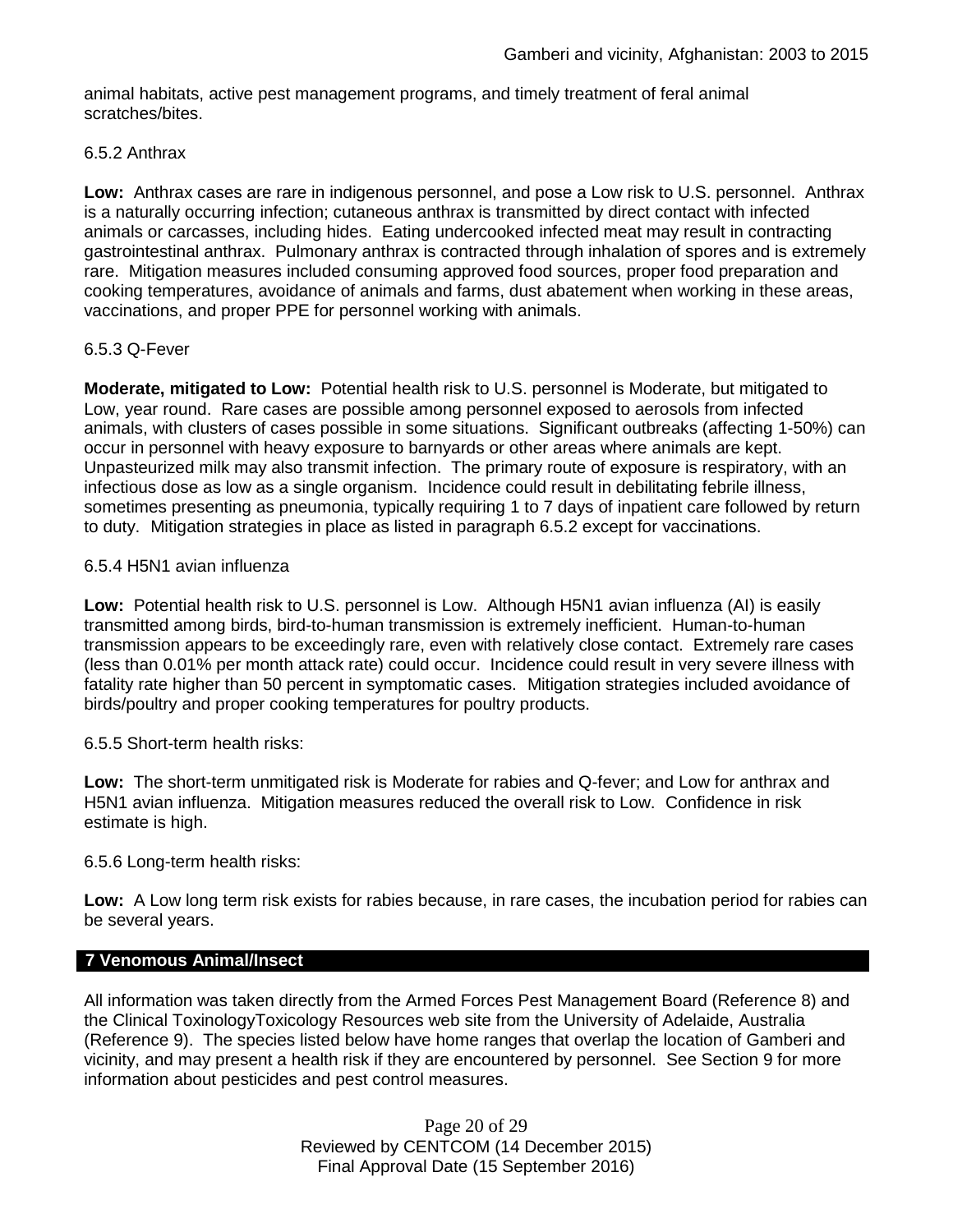animal habitats, active pest management programs, and timely treatment of feral animal scratches/bites.

### 6.5.2 Anthrax

**Low:** Anthrax cases are rare in indigenous personnel, and pose a Low risk to U.S. personnel. Anthrax is a naturally occurring infection; cutaneous anthrax is transmitted by direct contact with infected animals or carcasses, including hides. Eating undercooked infected meat may result in contracting gastrointestinal anthrax. Pulmonary anthrax is contracted through inhalation of spores and is extremely rare. Mitigation measures included consuming approved food sources, proper food preparation and cooking temperatures, avoidance of animals and farms, dust abatement when working in these areas, vaccinations, and proper PPE for personnel working with animals.

### 6.5.3 Q-Fever

**Moderate, mitigated to Low:** Potential health risk to U.S. personnel is Moderate, but mitigated to Low, year round. Rare cases are possible among personnel exposed to aerosols from infected animals, with clusters of cases possible in some situations. Significant outbreaks (affecting 1-50%) can occur in personnel with heavy exposure to barnyards or other areas where animals are kept. Unpasteurized milk may also transmit infection. The primary route of exposure is respiratory, with an infectious dose as low as a single organism. Incidence could result in debilitating febrile illness, sometimes presenting as pneumonia, typically requiring 1 to 7 days of inpatient care followed by return to duty. Mitigation strategies in place as listed in paragraph 6.5.2 except for vaccinations.

### 6.5.4 H5N1 avian influenza

**Low:** Potential health risk to U.S. personnel is Low. Although H5N1 avian influenza (AI) is easily transmitted among birds, bird-to-human transmission is extremely inefficient. Human-to-human transmission appears to be exceedingly rare, even with relatively close contact. Extremely rare cases (less than 0.01% per month attack rate) could occur. Incidence could result in very severe illness with fatality rate higher than 50 percent in symptomatic cases. Mitigation strategies included avoidance of birds/poultry and proper cooking temperatures for poultry products.

### 6.5.5 Short-term health risks:

**Low:** The short-term unmitigated risk is Moderate for rabies and Q-fever; and Low for anthrax and H5N1 avian influenza. Mitigation measures reduced the overall risk to Low. Confidence in risk estimate is high.

### 6.5.6 Long-term health risks:

**Low:** A Low long term risk exists for rabies because, in rare cases, the incubation period for rabies can be several years.

## 7 Venomous Animal/Insect

All information was taken directly from the Armed Forces Pest Management Board (Reference 8) and the Clinical ToxinologyToxicology Resources web site from the University of Adelaide, Australia (Reference 9). The species listed below have home ranges that overlap the location of Gamberi and vicinity, and may present a health risk if they are encountered by personnel. See Section 9 for more information about pesticides and pest control measures.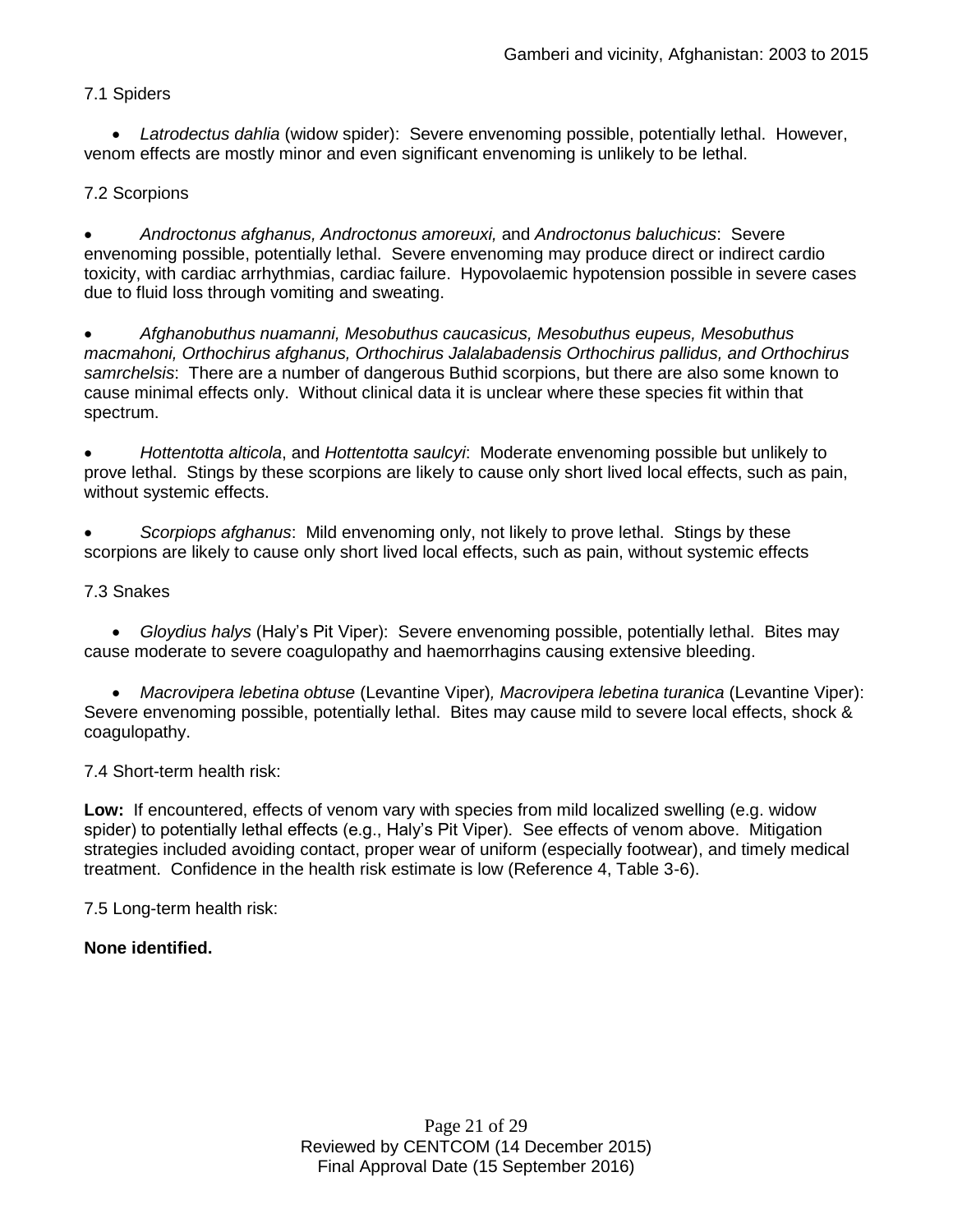7.1 Spiders

- *Latrodectus dahlia* (widow spider): Severe envenoming possible, potentially lethal. However, venom effects are mostly minor and even significant envenoming is unlikely to be lethal.

7.2 Scorpions

- *Androctonus afghanus, Androctonus amoreuxi,* and *Androctonus baluchicus*: Severe envenoming possible, potentially lethal. Severe envenoming may produce direct or indirect cardio toxicity, with cardiac arrhythmias, cardiac failure. Hypovolaemic hypotension possible in severe cases due to fluid loss through vomiting and sweating.

- *Afghanobuthus nuamanni, Mesobuthus caucasicus, Mesobuthus eupeus, Mesobuthus macmahoni, Orthochirus afghanus, Orthochirus Jalalabadensis Orthochirus pallidus, and Orthochirus samrchelsis*: There are a number of dangerous Buthid scorpions, but there are also some known to cause minimal effects only. Without clinical data it is unclear where these species fit within that spectrum.

- *Hottentotta alticola*, and *Hottentotta saulcyi*: Moderate envenoming possible but unlikely to prove lethal. Stings by these scorpions are likely to cause only short lived local effects, such as pain, without systemic effects.

- *Scorpiops afghanus*: Mild envenoming only, not likely to prove lethal. Stings by these scorpions are likely to cause only short lived local effects, such as pain, without systemic effects

7.3 Snakes

- *Gloydius halys* (Haly's Pit Viper): Severe envenoming possible, potentially lethal. Bites may cause moderate to severe coagulopathy and haemorrhagins causing extensive bleeding.

- *Macrovipera lebetina obtuse* (Levantine Viper)*, Macrovipera lebetina turanica* (Levantine Viper): Severe envenoming possible, potentially lethal. Bites may cause mild to severe local effects, shock & coagulopathy.

7.4 Short-term health risk:

**Low:** If encountered, effects of venom vary with species from mild localized swelling (e.g. widow spider) to potentially lethal effects (e.g., Haly's Pit Viper). See effects of venom above. Mitigation strategies included avoiding contact, proper wear of uniform (especially footwear), and timely medical treatment. Confidence in the health risk estimate is low (Reference 4, Table 3-6).

7.5 Long-term health risk:

**None identified.**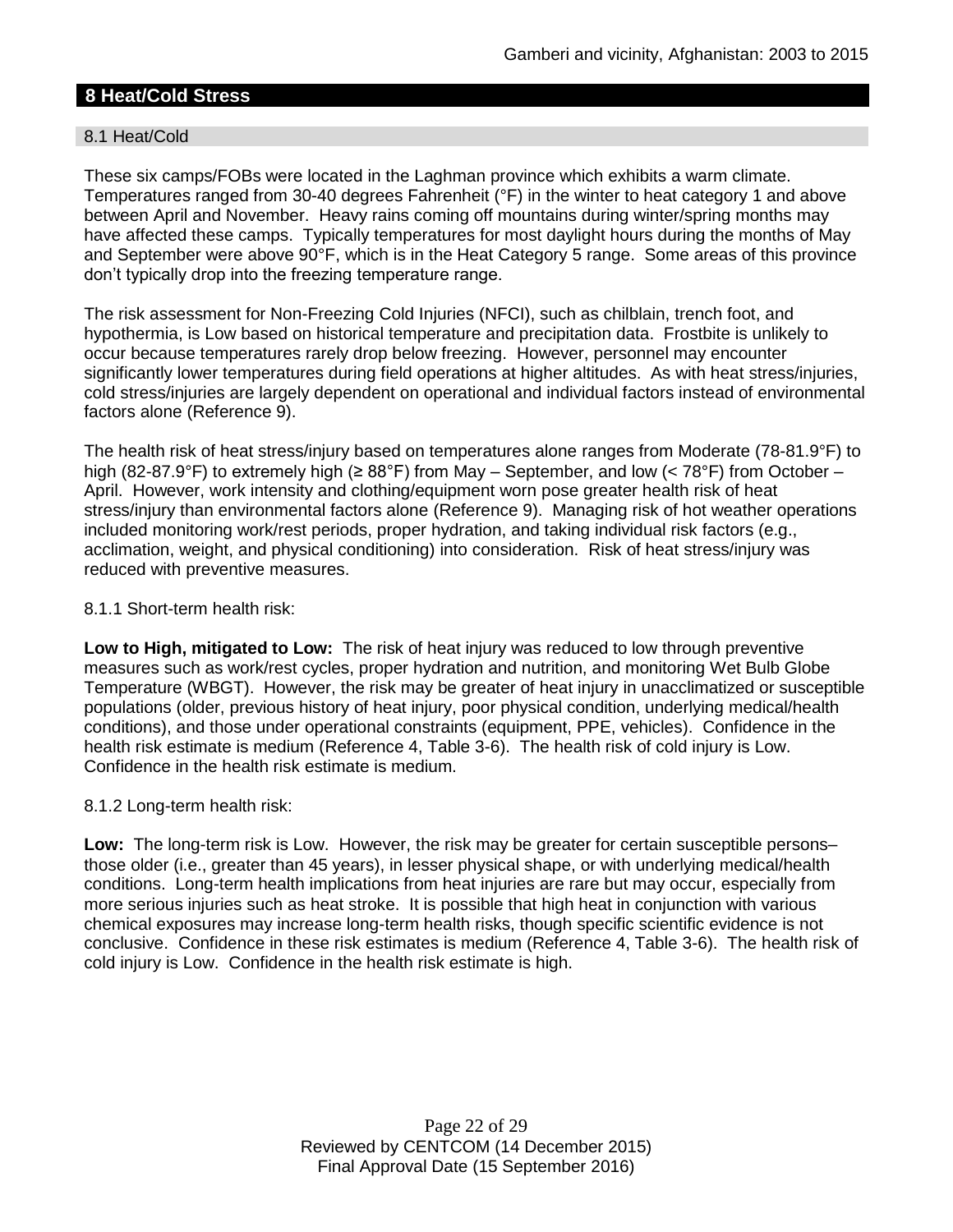## 8 Heat/Cold Stress

### 8.1 Heat/Cold

These six camps/FOBs were located in the Laghman province which exhibits a warm climate. Temperatures ranged from 30-40 degrees Fahrenheit (°F) in the winter to heat category 1 and above between April and November. Heavy rains coming off mountains during winter/spring months may have affected these camps. Typically temperatures for most daylight hours during the months of May and September were above 90°F, which is in the Heat Category 5 range. Some areas of this province don't typically drop into the freezing temperature range.

The risk assessment for Non-Freezing Cold Injuries (NFCI), such as chilblain, trench foot, and hypothermia, is Low based on historical temperature and precipitation data. Frostbite is unlikely to occur because temperatures rarely drop below freezing. However, personnel may encounter significantly lower temperatures during field operations at higher altitudes. As with heat stress/injuries, cold stress/injuries are largely dependent on operational and individual factors instead of environmental factors alone (Reference 9).

The health risk of heat stress/injury based on temperatures alone ranges from Moderate (78-81.9°F) to high (82-87.9°F) to extremely high (≥ 88°F) from May – September, and low (< 78°F) from October – April. However, work intensity and clothing/equipment worn pose greater health risk of heat stress/injury than environmental factors alone (Reference 9). Managing risk of hot weather operations included monitoring work/rest periods, proper hydration, and taking individual risk factors (e.g., acclimation, weight, and physical conditioning) into consideration. Risk of heat stress/injury was reduced with preventive measures.

8.1.1 Short-term health risk:

**Low to High, mitigated to Low:** The risk of heat injury was reduced to low through preventive measures such as work/rest cycles, proper hydration and nutrition, and monitoring Wet Bulb Globe Temperature (WBGT). However, the risk may be greater of heat injury in unacclimatized or susceptible populations (older, previous history of heat injury, poor physical condition, underlying medical/health conditions), and those under operational constraints (equipment, PPE, vehicles). Confidence in the health risk estimate is medium (Reference 4, Table 3-6). The health risk of cold injury is Low. Confidence in the health risk estimate is medium.

8.1.2 Long-term health risk:

**Low:** The long-term risk is Low. However, the risk may be greater for certain susceptible persons– those older (i.e., greater than 45 years), in lesser physical shape, or with underlying medical/health conditions. Long-term health implications from heat injuries are rare but may occur, especially from more serious injuries such as heat stroke. It is possible that high heat in conjunction with various chemical exposures may increase long-term health risks, though specific scientific evidence is not conclusive. Confidence in these risk estimates is medium (Reference 4, Table 3-6). The health risk of cold injury is Low. Confidence in the health risk estimate is high.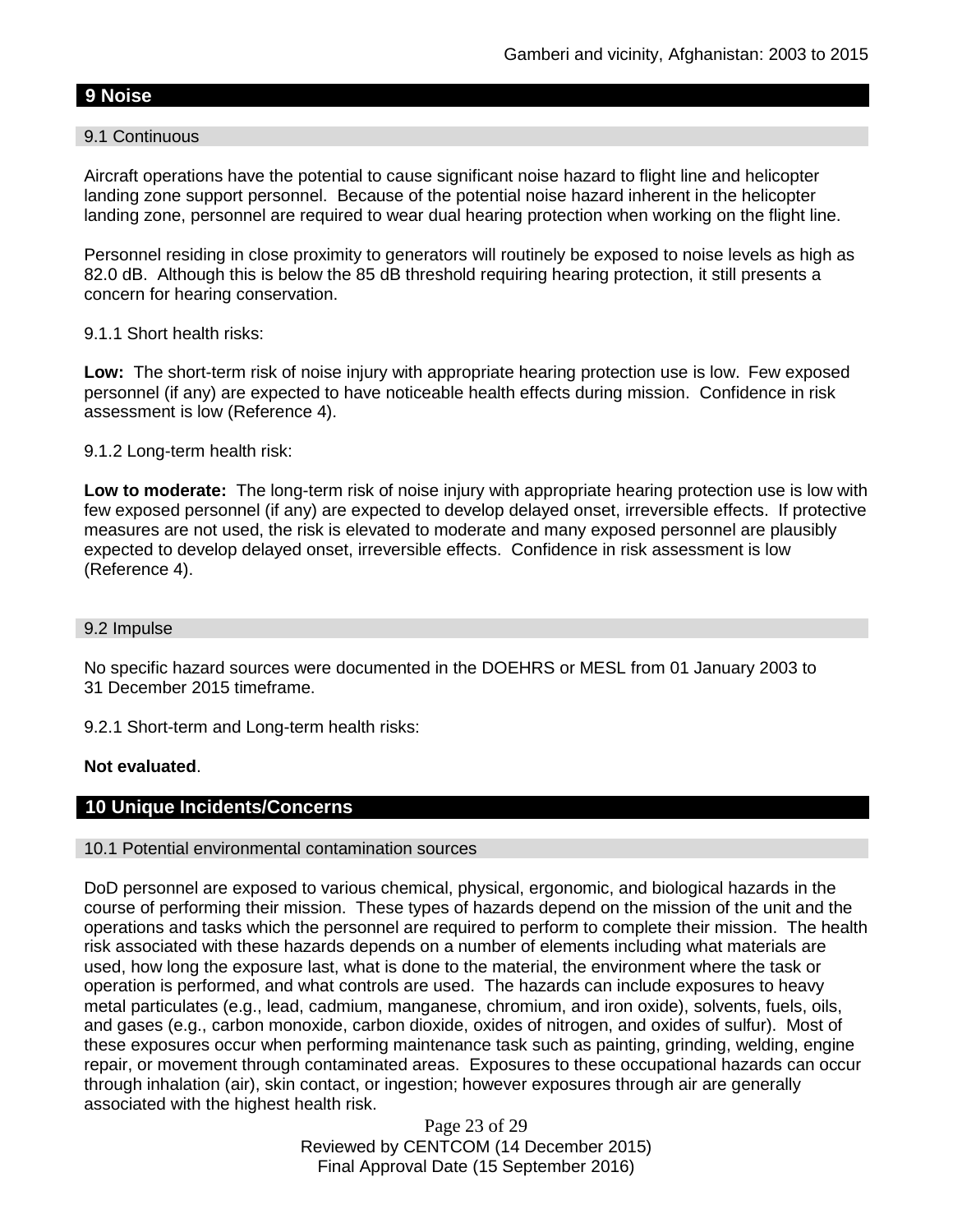## 9 Noise

### 9.1 Continuous

Aircraft operations have the potential to cause significant noise hazard to flight line and helicopter landing zone support personnel. Because of the potential noise hazard inherent in the helicopter landing zone, personnel are required to wear dual hearing protection when working on the flight line.

Personnel residing in close proximity to generators will routinely be exposed to noise levels as high as 82.0 dB. Although this is below the 85 dB threshold requiring hearing protection, it still presents a concern for hearing conservation.

9.1.1 Short health risks:

**Low:** The short-term risk of noise injury with appropriate hearing protection use is low. Few exposed personnel (if any) are expected to have noticeable health effects during mission. Confidence in risk assessment is low (Reference 4).

9.1.2 Long-term health risk:

**Low to moderate:** The long-term risk of noise injury with appropriate hearing protection use is low with few exposed personnel (if any) are expected to develop delayed onset, irreversible effects. If protective measures are not used, the risk is elevated to moderate and many exposed personnel are plausibly expected to develop delayed onset, irreversible effects. Confidence in risk assessment is low (Reference 4).

### 9.2 Impulse

No specific hazard sources were documented in the DOEHRS or MESL from 01 January 2003 to 31 December 2015 timeframe.

9.2.1 Short-term and Long-term health risks:

**Not evaluated**.

## 10 Unique Incidents/Concerns

### 10.1 Potential environmental contamination sources

DoD personnel are exposed to various chemical, physical, ergonomic, and biological hazards in the course of performing their mission. These types of hazards depend on the mission of the unit and the operations and tasks which the personnel are required to perform to complete their mission. The health risk associated with these hazards depends on a number of elements including what materials are used, how long the exposure last, what is done to the material, the environment where the task or operation is performed, and what controls are used. The hazards can include exposures to heavy metal particulates (e.g., lead, cadmium, manganese, chromium, and iron oxide), solvents, fuels, oils, and gases (e.g., carbon monoxide, carbon dioxide, oxides of nitrogen, and oxides of sulfur). Most of these exposures occur when performing maintenance task such as painting, grinding, welding, engine repair, or movement through contaminated areas. Exposures to these occupational hazards can occur through inhalation (air), skin contact, or ingestion; however exposures through air are generally associated with the highest health risk.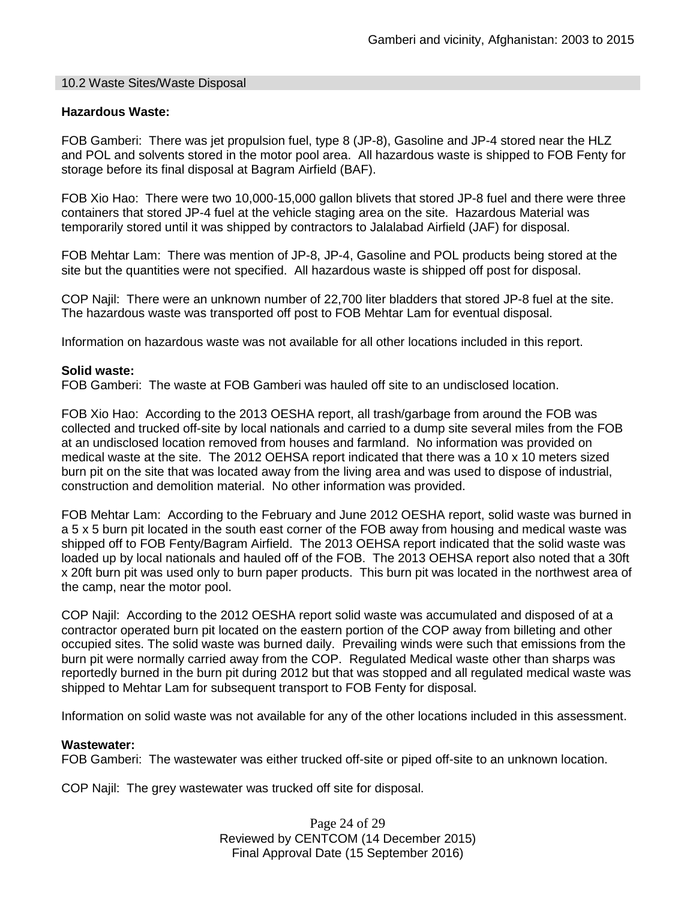## 10.2 Waste Sites/Waste Disposal

**Hazardous Waste:**

FOB Gamberi: There was jet propulsion fuel, type 8 (JP-8), Gasoline and JP-4 stored near the HLZ and POL and solvents stored in the motor pool area. All hazardous waste is shipped to FOB Fenty for storage before its final disposal at Bagram Airfield (BAF).

FOB Xio Hao: There were two 10,000-15,000 gallon blivets that stored JP-8 fuel and there were three containers that stored JP-4 fuel at the vehicle staging area on the site. Hazardous Material was temporarily stored until it was shipped by contractors to Jalalabad Airfield (JAF) for disposal.

FOB Mehtar Lam: There was mention of JP-8, JP-4, Gasoline and POL products being stored at the site but the quantities were not specified. All hazardous waste is shipped off post for disposal.

COP Najil: There were an unknown number of 22,700 liter bladders that stored JP-8 fuel at the site. The hazardous waste was transported off post to FOB Mehtar Lam for eventual disposal.

Information on hazardous waste was not available for all other locations included in this report.

**Solid waste:**

FOB Gamberi: The waste at FOB Gamberi was hauled off site to an undisclosed location.

FOB Xio Hao: According to the 2013 OESHA report, all trash/garbage from around the FOB was collected and trucked off-site by local nationals and carried to a dump site several miles from the FOB at an undisclosed location removed from houses and farmland. No information was provided on medical waste at the site. The 2012 OEHSA report indicated that there was a 10 x 10 meters sized burn pit on the site that was located away from the living area and was used to dispose of industrial, construction and demolition material. No other information was provided.

FOB Mehtar Lam: According to the February and June 2012 OESHA report, solid waste was burned in a 5 x 5 burn pit located in the south east corner of the FOB away from housing and medical waste was shipped off to FOB Fenty/Bagram Airfield. The 2013 OEHSA report indicated that the solid waste was loaded up by local nationals and hauled off of the FOB. The 2013 OEHSA report also noted that a 30ft x 20ft burn pit was used only to burn paper products. This burn pit was located in the northwest area of the camp, near the motor pool.

COP Najil: According to the 2012 OESHA report solid waste was accumulated and disposed of at a contractor operated burn pit located on the eastern portion of the COP away from billeting and other occupied sites. The solid waste was burned daily. Prevailing winds were such that emissions from the burn pit were normally carried away from the COP. Regulated Medical waste other than sharps was reportedly burned in the burn pit during 2012 but that was stopped and all regulated medical waste was shipped to Mehtar Lam for subsequent transport to FOB Fenty for disposal.

Information on solid waste was not available for any of the other locations included in this assessment.

**Wastewater:**

FOB Gamberi: The wastewater was either trucked off-site or piped off-site to an unknown location.

COP Najil: The grey wastewater was trucked off site for disposal.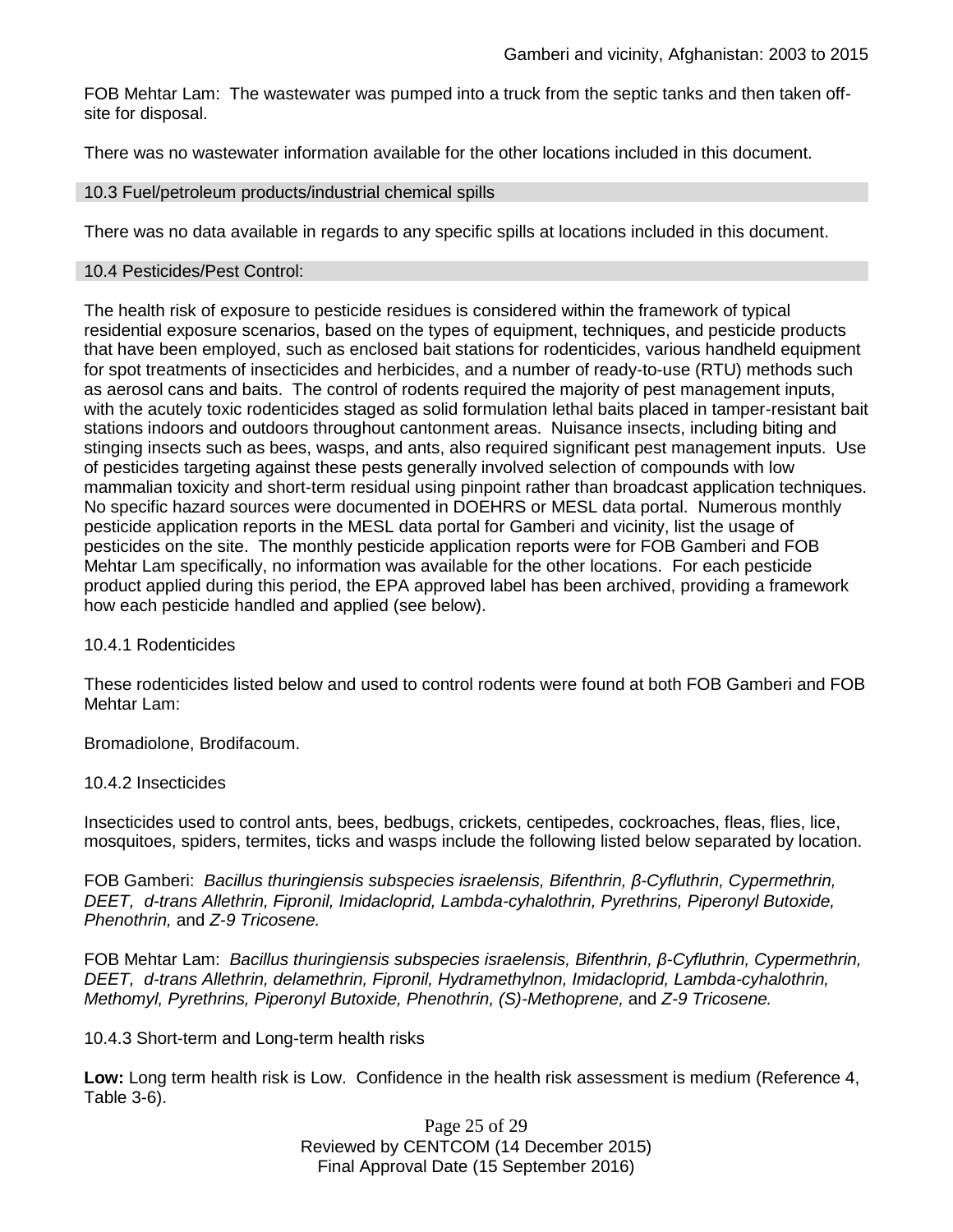FOB Mehtar Lam: The wastewater was pumped into a truck from the septic tanks and then taken off-site for disposal.

There was no wastewater information available for the other locations included in this document.

### 10.3 Fuel/petroleum products/industrial chemical spills

There was no data available in regards to any specific spills at locations included in this document.

### 10.4 Pesticides/Pest Control:

The health risk of exposure to pesticide residues is considered within the framework of typical residential exposure scenarios, based on the types of equipment, techniques, and pesticide products that have been employed, such as enclosed bait stations for rodenticides, various handheld equipment for spot treatments of insecticides and herbicides, and a number of ready-to-use (RTU) methods such as aerosol cans and baits. The control of rodents required the majority of pest management inputs, with the acutely toxic rodenticides staged as solid formulation lethal baits placed in tamper-resistant bait stations indoors and outdoors throughout cantonment areas. Nuisance insects, including biting and stinging insects such as bees, wasps, and ants, also required significant pest management inputs. Use of pesticides targeting against these pests generally involved selection of compounds with low mammalian toxicity and short-term residual using pinpoint rather than broadcast application techniques. No specific hazard sources were documented in DOEHRS or MESL data portal. Numerous monthly pesticide application reports in the MESL data portal for Gamberi and vicinity, list the usage of pesticides on the site. The monthly pesticide application reports were for FOB Gamberi and FOB Mehtar Lam specifically, no information was available for the other locations. For each pesticide product applied during this period, the EPA approved label has been archived, providing a framework how each pesticide handled and applied (see below).

10.4.1 Rodenticides

These rodenticides listed below and used to control rodents were found at both FOB Gamberi and FOB Mehtar Lam:

Bromadiolone, Brodifacoum.

10.4.2 Insecticides

Insecticides used to control ants, bees, bedbugs, crickets, centipedes, cockroaches, fleas, flies, lice, mosquitoes, spiders, termites, ticks and wasps include the following listed below separated by location.

FOB Gamberi: *Bacillus thuringiensis subspecies israelensis, Bifenthrin, β-Cyfluthrin, Cypermethrin, DEET, d-trans Allethrin, Fipronil, Imidacloprid, Lambda-cyhalothrin, Pyrethrins, Piperonyl Butoxide, Phenothrin,* and *Z-9 Tricosene.*

FOB Mehtar Lam: *Bacillus thuringiensis subspecies israelensis, Bifenthrin, β-Cyfluthrin, Cypermethrin, DEET, d-trans Allethrin, delamethrin, Fipronil, Hydramethylnon, Imidacloprid, Lambda-cyhalothrin, Methomyl, Pyrethrins, Piperonyl Butoxide, Phenothrin, (S)-Methoprene,* and *Z-9 Tricosene.*

10.4.3 Short-term and Long-term health risks

**Low:** Long term health risk is Low. Confidence in the health risk assessment is medium (Reference 4, Table 3-6).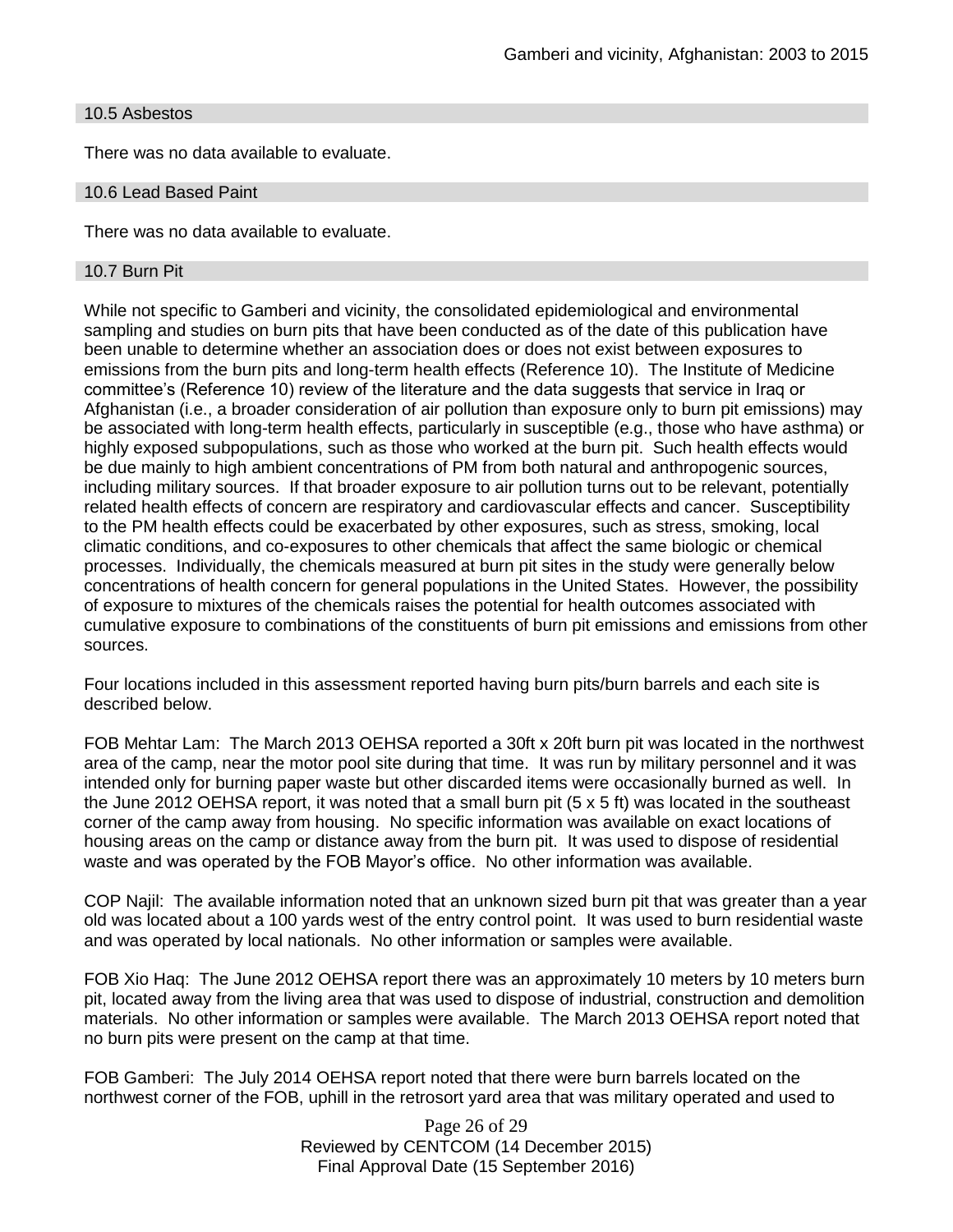### 10.5 Asbestos

There was no data available to evaluate.

### 10.6 Lead Based Paint

There was no data available to evaluate.

### 10.7 Burn Pit

While not specific to Gamberi and vicinity, the consolidated epidemiological and environmental sampling and studies on burn pits that have been conducted as of the date of this publication have been unable to determine whether an association does or does not exist between exposures to emissions from the burn pits and long-term health effects (Reference 10). The Institute of Medicine committee's (Reference 10) review of the literature and the data suggests that service in Iraq or Afghanistan (i.e., a broader consideration of air pollution than exposure only to burn pit emissions) may be associated with long-term health effects, particularly in susceptible (e.g., those who have asthma) or highly exposed subpopulations, such as those who worked at the burn pit. Such health effects would be due mainly to high ambient concentrations of PM from both natural and anthropogenic sources, including military sources. If that broader exposure to air pollution turns out to be relevant, potentially related health effects of concern are respiratory and cardiovascular effects and cancer. Susceptibility to the PM health effects could be exacerbated by other exposures, such as stress, smoking, local climatic conditions, and co-exposures to other chemicals that affect the same biologic or chemical processes. Individually, the chemicals measured at burn pit sites in the study were generally below concentrations of health concern for general populations in the United States. However, the possibility of exposure to mixtures of the chemicals raises the potential for health outcomes associated with cumulative exposure to combinations of the constituents of burn pit emissions and emissions from other sources.

Four locations included in this assessment reported having burn pits/burn barrels and each site is described below.

FOB Mehtar Lam: The March 2013 OEHSA reported a 30ft x 20ft burn pit was located in the northwest area of the camp, near the motor pool site during that time. It was run by military personnel and it was intended only for burning paper waste but other discarded items were occasionally burned as well. In the June 2012 OEHSA report, it was noted that a small burn pit (5 x 5 ft) was located in the southeast corner of the camp away from housing. No specific information was available on exact locations of housing areas on the camp or distance away from the burn pit. It was used to dispose of residential waste and was operated by the FOB Mayor's office. No other information was available.

COP Najil: The available information noted that an unknown sized burn pit that was greater than a year old was located about a 100 yards west of the entry control point. It was used to burn residential waste and was operated by local nationals. No other information or samples were available.

FOB Xio Haq: The June 2012 OEHSA report there was an approximately 10 meters by 10 meters burn pit, located away from the living area that was used to dispose of industrial, construction and demolition materials. No other information or samples were available. The March 2013 OEHSA report noted that no burn pits were present on the camp at that time.

FOB Gamberi: The July 2014 OEHSA report noted that there were burn barrels located on the northwest corner of the FOB, uphill in the retrosort yard area that was military operated and used to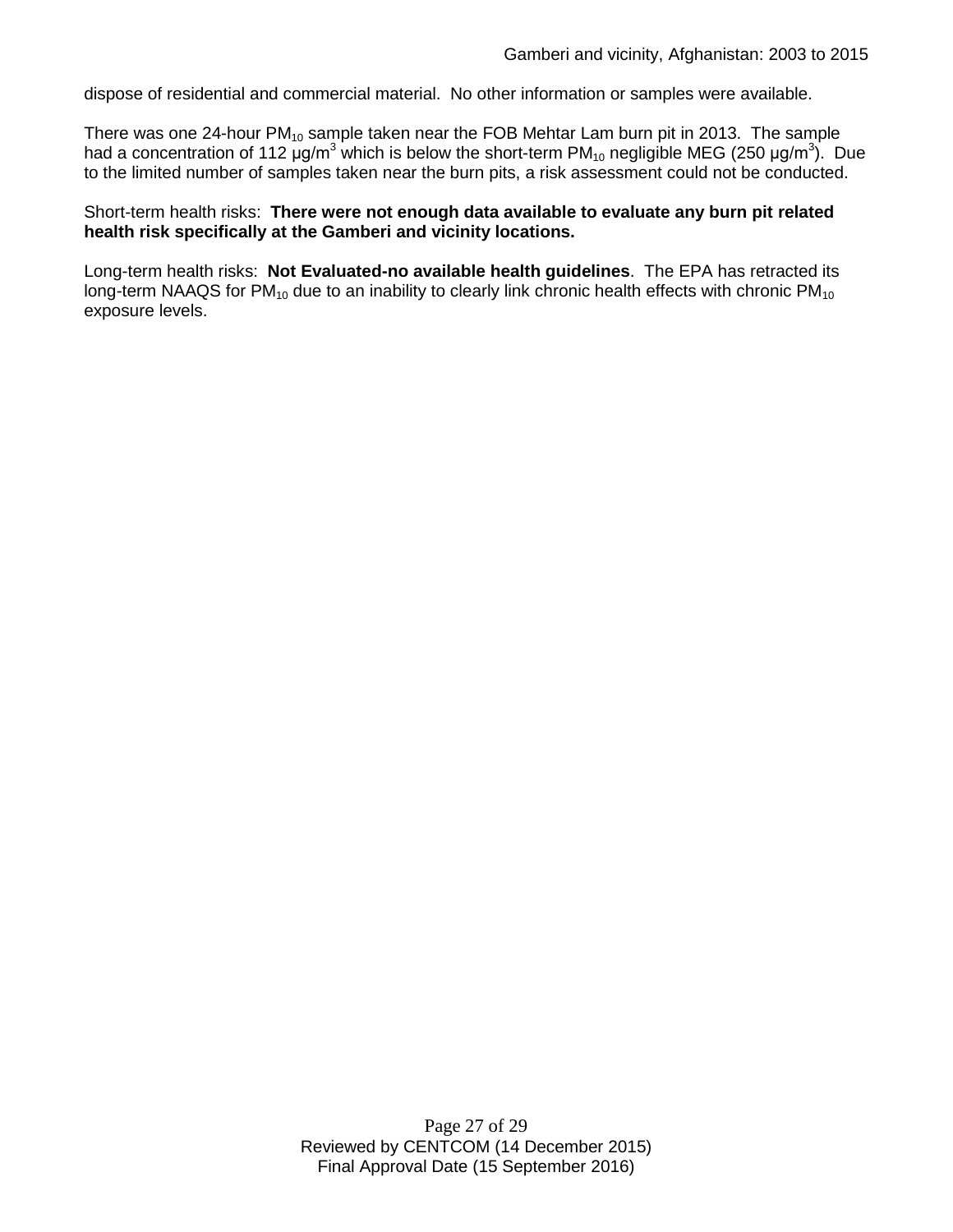dispose of residential and commercial material. No other information or samples were available.

There was one 24-hour $PM_{10}$ sample taken near the FOB Mehtar Lam burn pit in 2013. The sample had a concentration of 112 µg/m$^3$ which is below the short-term $PM_{10}$ negligible MEG (250 µg/m$^3$). Due to the limited number of samples taken near the burn pits, a risk assessment could not be conducted.

Short-term health risks: **There were not enough data available to evaluate any burn pit related health risk specifically at the Gamberi and vicinity locations.**

Long-term health risks: **Not Evaluated-no available health guidelines**. The EPA has retracted its long-term NAAQS for $PM_{10}$ due to an inability to clearly link chronic health effects with chronic $PM_{10}$ exposure levels.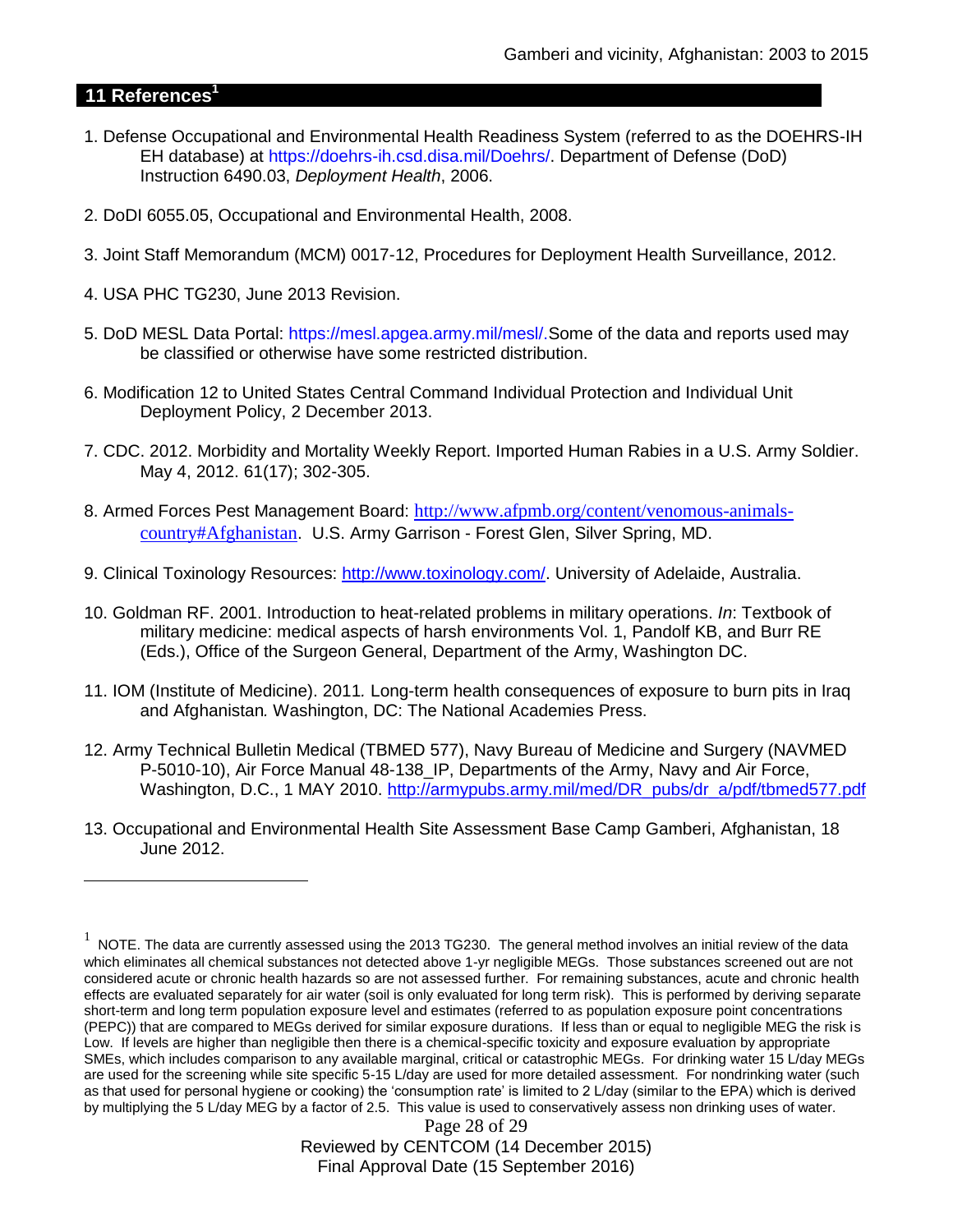## 11 References[1]

1. Defense Occupational and Environmental Health Readiness System (referred to as the DOEHRS-IH EH database) at https://doehrs-ih.csd.disa.mil/Doehrs/. Department of Defense (DoD) Instruction 6490.03, *Deployment Health*, 2006.

2. DoDI 6055.05, Occupational and Environmental Health, 2008.

3. Joint Staff Memorandum (MCM) 0017-12, Procedures for Deployment Health Surveillance, 2012.

4. USA PHC TG230, June 2013 Revision.

5. DoD MESL Data Portal: https://mesl.apgea.army.mil/mesl/.Some of the data and reports used may be classified or otherwise have some restricted distribution.

6. Modification 12 to United States Central Command Individual Protection and Individual Unit Deployment Policy, 2 December 2013.

7. CDC. 2012. Morbidity and Mortality Weekly Report. Imported Human Rabies in a U.S. Army Soldier. May 4, 2012. 61(17); 302-305.

8. Armed Forces Pest Management Board: http://www.afpmb.org/content/venomous-animals-country#Afghanistan. U.S. Army Garrison - Forest Glen, Silver Spring, MD.

9. Clinical Toxinology Resources: http://www.toxinology.com/. University of Adelaide, Australia.

10. Goldman RF. 2001. Introduction to heat-related problems in military operations. *In*: Textbook of military medicine: medical aspects of harsh environments Vol. 1, Pandolf KB, and Burr RE (Eds.), Office of the Surgeon General, Department of the Army, Washington DC.

11. IOM (Institute of Medicine). 2011*.* Long-term health consequences of exposure to burn pits in Iraq and Afghanistan*.* Washington, DC: The National Academies Press.

12. Army Technical Bulletin Medical (TBMED 577), Navy Bureau of Medicine and Surgery (NAVMED P-5010-10), Air Force Manual 48-138_IP, Departments of the Army, Navy and Air Force, Washington, D.C., 1 MAY 2010. http://armypubs.army.mil/med/DR_pubs/dr_a/pdf/tbmed577.pdf

13. Occupational and Environmental Health Site Assessment Base Camp Gamberi, Afghanistan, 18 June 2012.

---

[1] NOTE. The data are currently assessed using the 2013 TG230. The general method involves an initial review of the data which eliminates all chemical substances not detected above 1-yr negligible MEGs. Those substances screened out are not considered acute or chronic health hazards so are not assessed further. For remaining substances, acute and chronic health effects are evaluated separately for air water (soil is only evaluated for long term risk). This is performed by deriving separate short-term and long term population exposure level and estimates (referred to as population exposure point concentrations (PEPC)) that are compared to MEGs derived for similar exposure durations. If less than or equal to negligible MEG the risk is Low. If levels are higher than negligible then there is a chemical-specific toxicity and exposure evaluation by appropriate SMEs, which includes comparison to any available marginal, critical or catastrophic MEGs. For drinking water 15 L/day MEGs are used for the screening while site specific 5-15 L/day are used for more detailed assessment. For nondrinking water (such as that used for personal hygiene or cooking) the 'consumption rate' is limited to 2 L/day (similar to the EPA) which is derived by multiplying the 5 L/day MEG by a factor of 2.5. This value is used to conservatively assess non drinking uses of water.

Reviewed by CENTCOM (14 December 2015)
Final Approval Date (15 September 2016)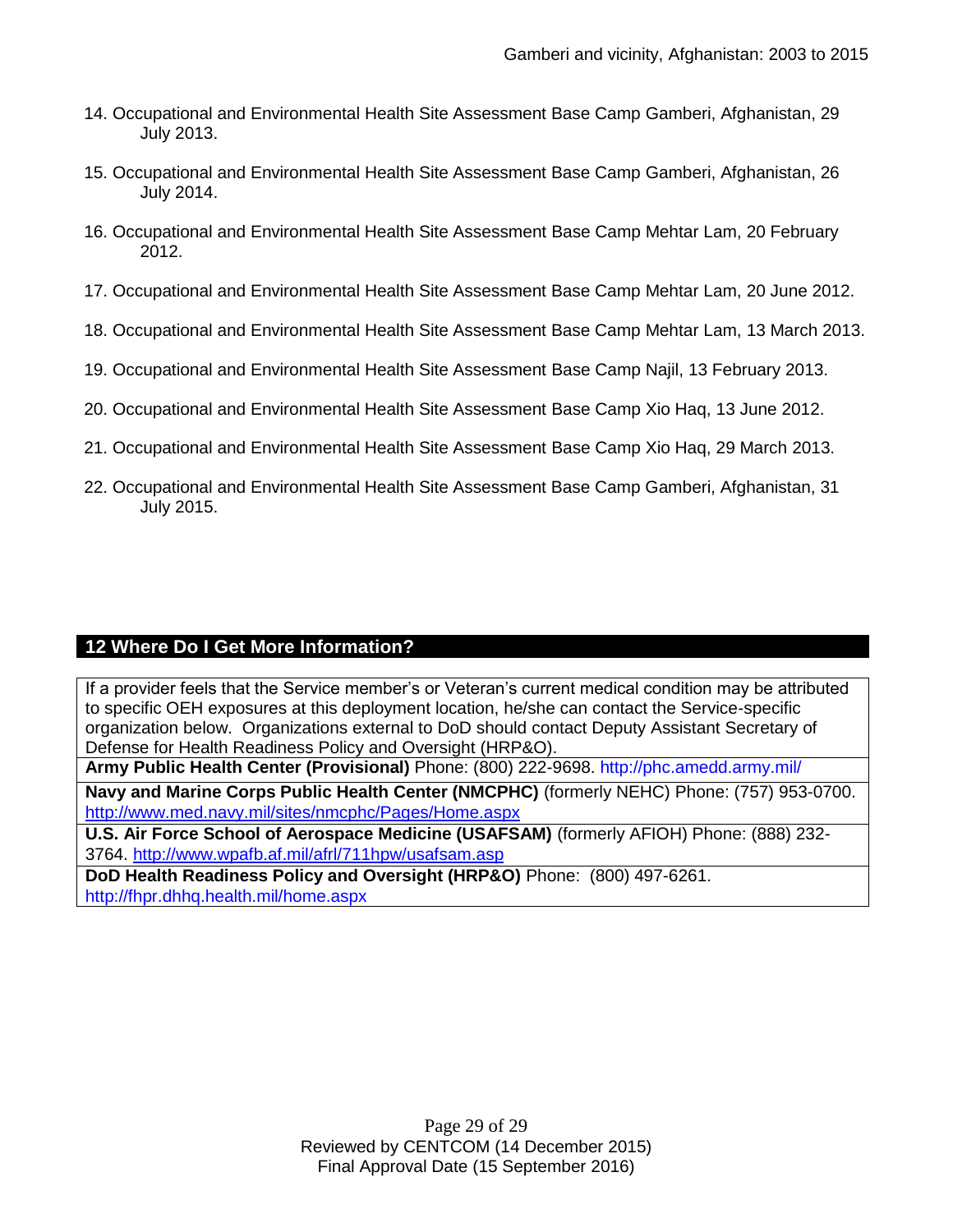14. Occupational and Environmental Health Site Assessment Base Camp Gamberi, Afghanistan, 29 July 2013.

15. Occupational and Environmental Health Site Assessment Base Camp Gamberi, Afghanistan, 26 July 2014.

16. Occupational and Environmental Health Site Assessment Base Camp Mehtar Lam, 20 February 2012.

17. Occupational and Environmental Health Site Assessment Base Camp Mehtar Lam, 20 June 2012.

18. Occupational and Environmental Health Site Assessment Base Camp Mehtar Lam, 13 March 2013.

19. Occupational and Environmental Health Site Assessment Base Camp Najil, 13 February 2013.

20. Occupational and Environmental Health Site Assessment Base Camp Xio Haq, 13 June 2012.

21. Occupational and Environmental Health Site Assessment Base Camp Xio Haq, 29 March 2013.

22. Occupational and Environmental Health Site Assessment Base Camp Gamberi, Afghanistan, 31 July 2015.

## 12 Where Do I Get More Information?

| |
|---|
| If a provider feels that the Service member's or Veteran's current medical condition may be attributed to specific OEH exposures at this deployment location, he/she can contact the Service-specific organization below. Organizations external to DoD should contact Deputy Assistant Secretary of Defense for Health Readiness Policy and Oversight (HRP&O). |
| **Army Public Health Center (Provisional)** Phone: (800) 222-9698. http://phc.amedd.army.mil/ |
| **Navy and Marine Corps Public Health Center (NMCPHC)** (formerly NEHC) Phone: (757) 953-0700. http://www.med.navy.mil/sites/nmcphc/Pages/Home.aspx |
| **U.S. Air Force School of Aerospace Medicine (USAFSAM)** (formerly AFIOH) Phone: (888) 232-3764. http://www.wpafb.af.mil/afrl/711hpw/usafsam.asp |
| **DoD Health Readiness Policy and Oversight (HRP&O)** Phone: (800) 497-6261. http://fhpr.dhhq.health.mil/home.aspx |

Reviewed by CENTCOM (14 December 2015)
Final Approval Date (15 September 2016)